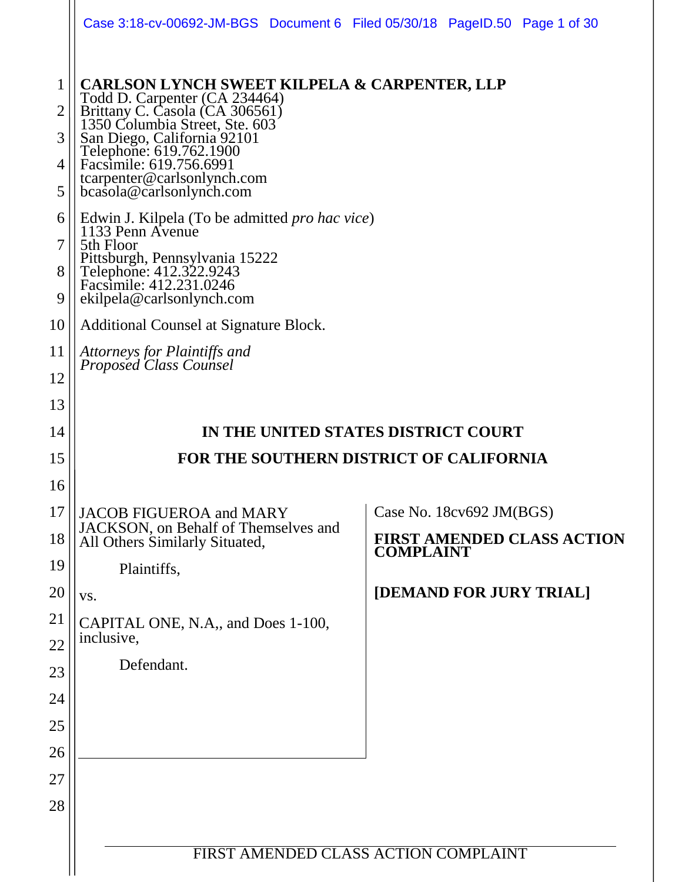**CARLSON LYNCH SWEET KILPELA & CARPENTER, LLP**
Todd D. Carpenter (CA 234464)
Brittany C. Casola (CA 306561)
1350 Columbia Street, Ste. 603
San Diego, California 92101
Telephone: 619.762.1900
Facsimile: 619.756.6991
tcarpenter@carlsonlynch.com
bcasola@carlsonlynch.com

Edwin J. Kilpela (To be admitted *pro hac vice*)
1133 Penn Avenue
5th Floor
Pittsburgh, Pennsylvania 15222
Telephone: 412.322.9243
Facsimile: 412.231.0246
ekilpela@carlsonlynch.com

Additional Counsel at Signature Block.

*Attorneys for Plaintiffs and Proposed Class Counsel*

**IN THE UNITED STATES DISTRICT COURT**

**FOR THE SOUTHERN DISTRICT OF CALIFORNIA**

JACOB FIGUEROA and MARY JACKSON, on Behalf of Themselves and All Others Similarly Situated,

Plaintiffs,

vs.

CAPITAL ONE, N.A,, and Does 1-100, inclusive,

Defendant.

Case No. 18cv692 JM(BGS)

**FIRST AMENDED CLASS ACTION COMPLAINT**

**[DEMAND FOR JURY TRIAL]**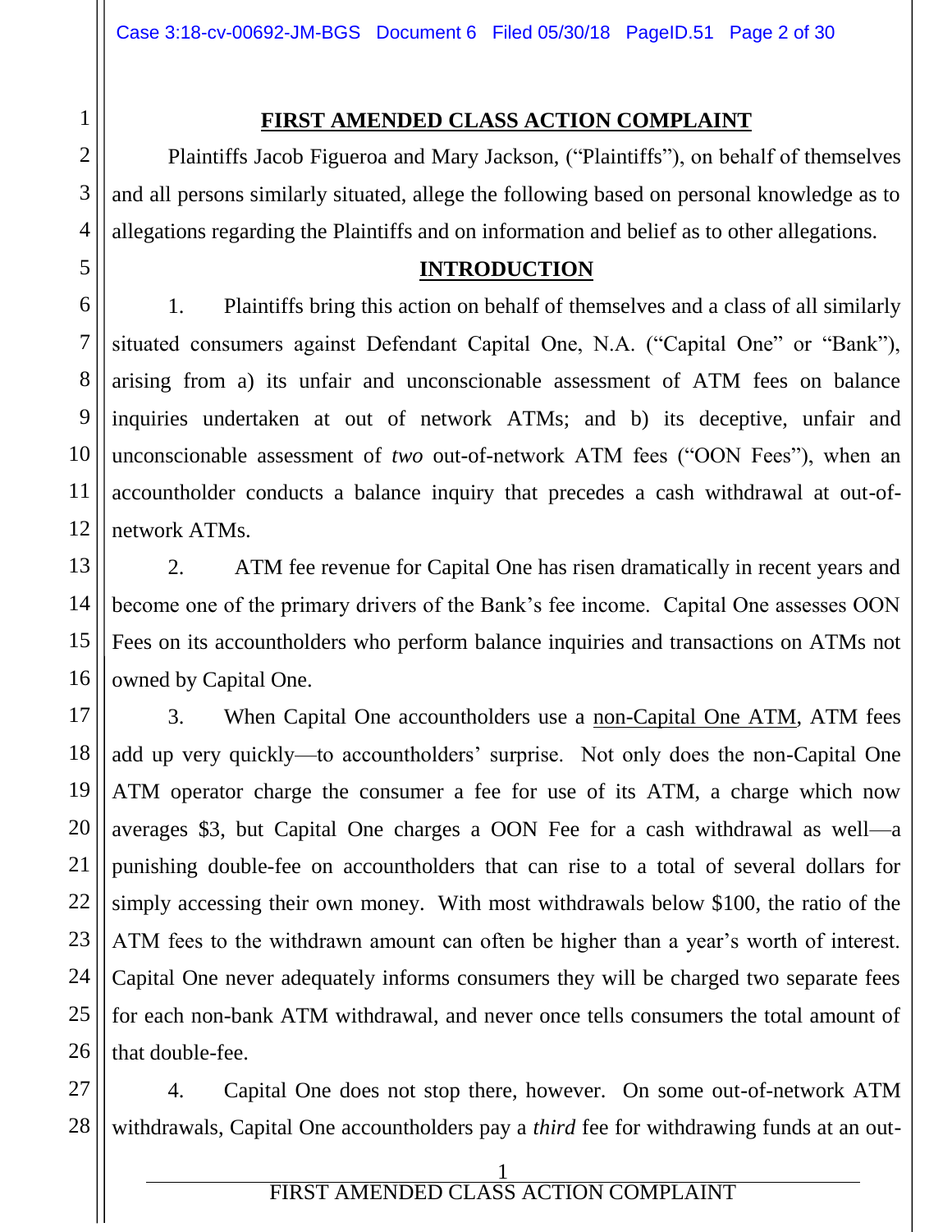## FIRST AMENDED CLASS ACTION COMPLAINT

Plaintiffs Jacob Figueroa and Mary Jackson, ("Plaintiffs"), on behalf of themselves and all persons similarly situated, allege the following based on personal knowledge as to allegations regarding the Plaintiffs and on information and belief as to other allegations.

## INTRODUCTION

1. Plaintiffs bring this action on behalf of themselves and a class of all similarly situated consumers against Defendant Capital One, N.A. ("Capital One" or "Bank"), arising from a) its unfair and unconscionable assessment of ATM fees on balance inquiries undertaken at out of network ATMs; and b) its deceptive, unfair and unconscionable assessment of *two* out-of-network ATM fees ("OON Fees"), when an accountholder conducts a balance inquiry that precedes a cash withdrawal at out-of-network ATMs.

2. ATM fee revenue for Capital One has risen dramatically in recent years and become one of the primary drivers of the Bank's fee income. Capital One assesses OON Fees on its accountholders who perform balance inquiries and transactions on ATMs not owned by Capital One.

3. When Capital One accountholders use a non-Capital One ATM, ATM fees add up very quickly—to accountholders' surprise. Not only does the non-Capital One ATM operator charge the consumer a fee for use of its ATM, a charge which now averages $3, but Capital One charges a OON Fee for a cash withdrawal as well—a punishing double-fee on accountholders that can rise to a total of several dollars for simply accessing their own money. With most withdrawals below $100, the ratio of the ATM fees to the withdrawn amount can often be higher than a year's worth of interest. Capital One never adequately informs consumers they will be charged two separate fees for each non-bank ATM withdrawal, and never once tells consumers the total amount of that double-fee.

4. Capital One does not stop there, however. On some out-of-network ATM withdrawals, Capital One accountholders pay a *third* fee for withdrawing funds at an out-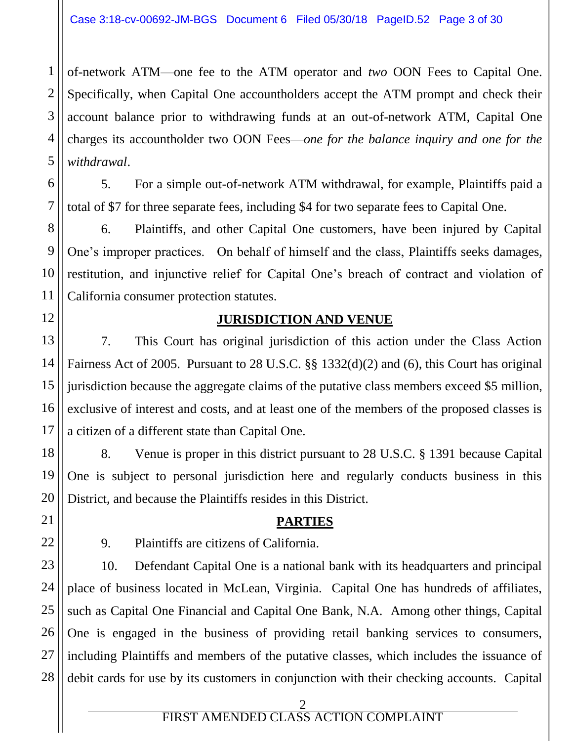of-network ATM—one fee to the ATM operator and *two* OON Fees to Capital One. Specifically, when Capital One accountholders accept the ATM prompt and check their account balance prior to withdrawing funds at an out-of-network ATM, Capital One charges its accountholder two OON Fees—*one for the balance inquiry and one for the withdrawal*.

5. For a simple out-of-network ATM withdrawal, for example, Plaintiffs paid a total of $7 for three separate fees, including $4 for two separate fees to Capital One.

6. Plaintiffs, and other Capital One customers, have been injured by Capital One's improper practices. On behalf of himself and the class, Plaintiffs seeks damages, restitution, and injunctive relief for Capital One's breach of contract and violation of California consumer protection statutes.

## JURISDICTION AND VENUE

7. This Court has original jurisdiction of this action under the Class Action Fairness Act of 2005. Pursuant to 28 U.S.C. §§ 1332(d)(2) and (6), this Court has original jurisdiction because the aggregate claims of the putative class members exceed $5 million, exclusive of interest and costs, and at least one of the members of the proposed classes is a citizen of a different state than Capital One.

8. Venue is proper in this district pursuant to 28 U.S.C. § 1391 because Capital One is subject to personal jurisdiction here and regularly conducts business in this District, and because the Plaintiffs resides in this District.

## PARTIES

9. Plaintiffs are citizens of California.

10. Defendant Capital One is a national bank with its headquarters and principal place of business located in McLean, Virginia. Capital One has hundreds of affiliates, such as Capital One Financial and Capital One Bank, N.A. Among other things, Capital One is engaged in the business of providing retail banking services to consumers, including Plaintiffs and members of the putative classes, which includes the issuance of debit cards for use by its customers in conjunction with their checking accounts. Capital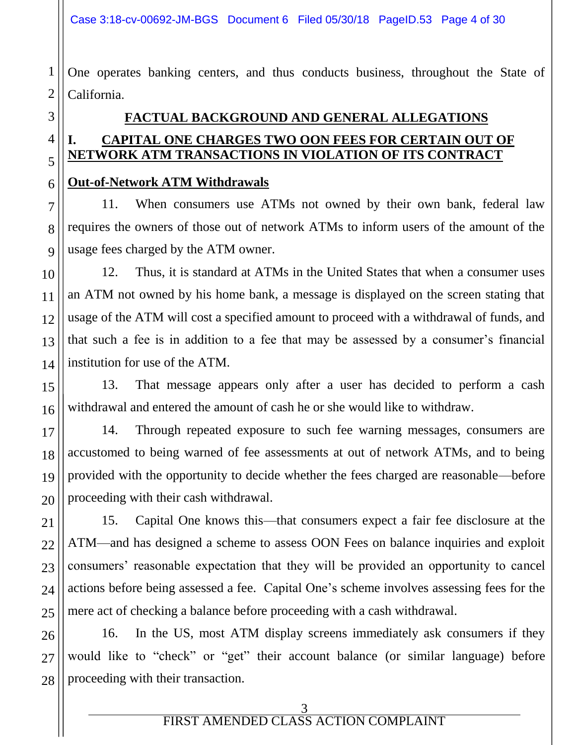One operates banking centers, and thus conducts business, throughout the State of California.

## FACTUAL BACKGROUND AND GENERAL ALLEGATIONS

### I. CAPITAL ONE CHARGES TWO OON FEES FOR CERTAIN OUT OF NETWORK ATM TRANSACTIONS IN VIOLATION OF ITS CONTRACT

**Out-of-Network ATM Withdrawals**

11. When consumers use ATMs not owned by their own bank, federal law requires the owners of those out of network ATMs to inform users of the amount of the usage fees charged by the ATM owner.

12. Thus, it is standard at ATMs in the United States that when a consumer uses an ATM not owned by his home bank, a message is displayed on the screen stating that usage of the ATM will cost a specified amount to proceed with a withdrawal of funds, and that such a fee is in addition to a fee that may be assessed by a consumer's financial institution for use of the ATM.

13. That message appears only after a user has decided to perform a cash withdrawal and entered the amount of cash he or she would like to withdraw.

14. Through repeated exposure to such fee warning messages, consumers are accustomed to being warned of fee assessments at out of network ATMs, and to being provided with the opportunity to decide whether the fees charged are reasonable—before proceeding with their cash withdrawal.

15. Capital One knows this—that consumers expect a fair fee disclosure at the ATM—and has designed a scheme to assess OON Fees on balance inquiries and exploit consumers' reasonable expectation that they will be provided an opportunity to cancel actions before being assessed a fee. Capital One's scheme involves assessing fees for the mere act of checking a balance before proceeding with a cash withdrawal.

16. In the US, most ATM display screens immediately ask consumers if they would like to "check" or "get" their account balance (or similar language) before proceeding with their transaction.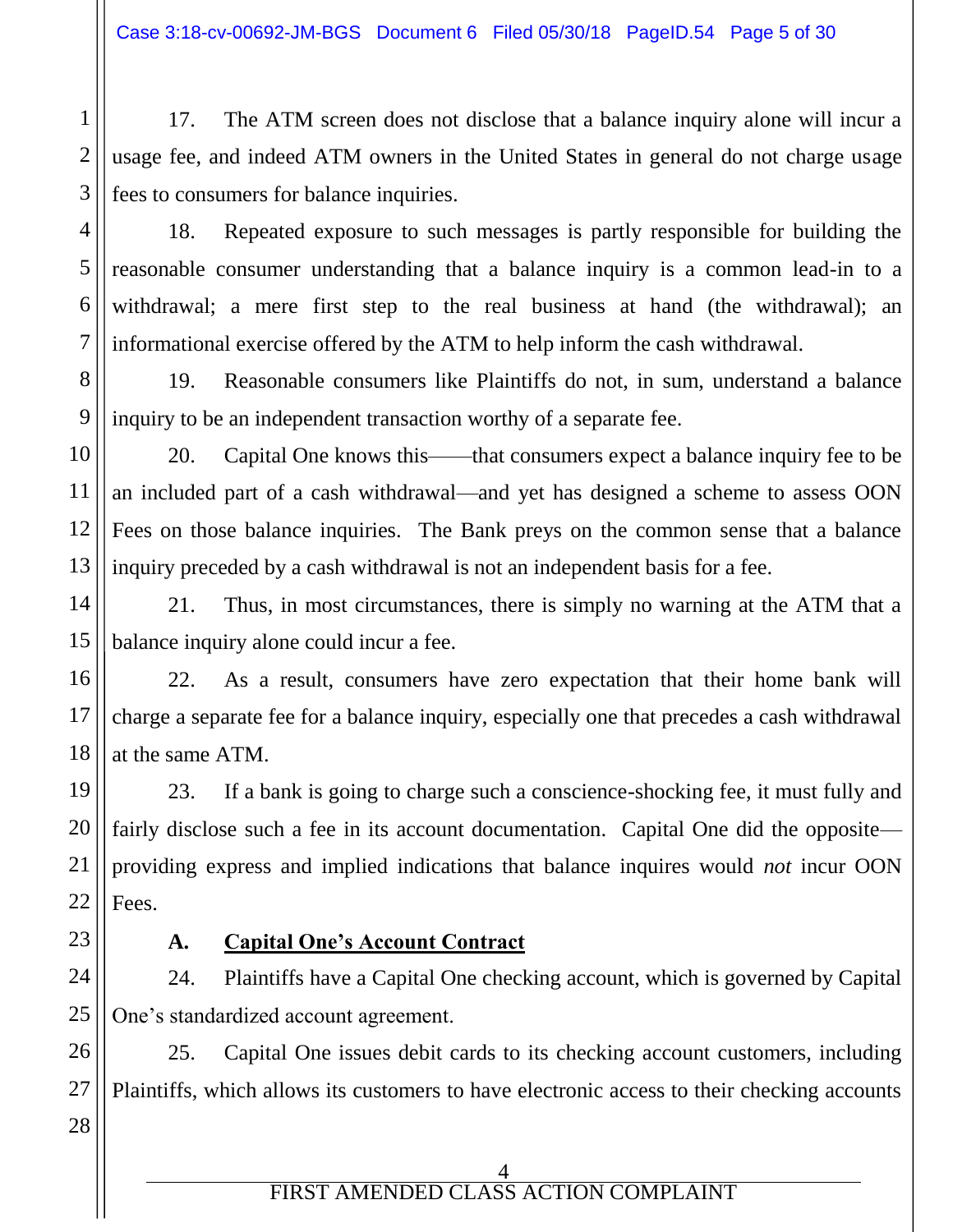17. The ATM screen does not disclose that a balance inquiry alone will incur a usage fee, and indeed ATM owners in the United States in general do not charge usage fees to consumers for balance inquiries.

18. Repeated exposure to such messages is partly responsible for building the reasonable consumer understanding that a balance inquiry is a common lead-in to a withdrawal; a mere first step to the real business at hand (the withdrawal); an informational exercise offered by the ATM to help inform the cash withdrawal.

19. Reasonable consumers like Plaintiffs do not, in sum, understand a balance inquiry to be an independent transaction worthy of a separate fee.

20. Capital One knows this——that consumers expect a balance inquiry fee to be an included part of a cash withdrawal—and yet has designed a scheme to assess OON Fees on those balance inquiries. The Bank preys on the common sense that a balance inquiry preceded by a cash withdrawal is not an independent basis for a fee.

21. Thus, in most circumstances, there is simply no warning at the ATM that a balance inquiry alone could incur a fee.

22. As a result, consumers have zero expectation that their home bank will charge a separate fee for a balance inquiry, especially one that precedes a cash withdrawal at the same ATM.

23. If a bank is going to charge such a conscience-shocking fee, it must fully and fairly disclose such a fee in its account documentation. Capital One did the opposite—providing express and implied indications that balance inquires would *not* incur OON Fees.

### A. <u>Capital One's Account Contract</u>

24. Plaintiffs have a Capital One checking account, which is governed by Capital One's standardized account agreement.

25. Capital One issues debit cards to its checking account customers, including Plaintiffs, which allows its customers to have electronic access to their checking accounts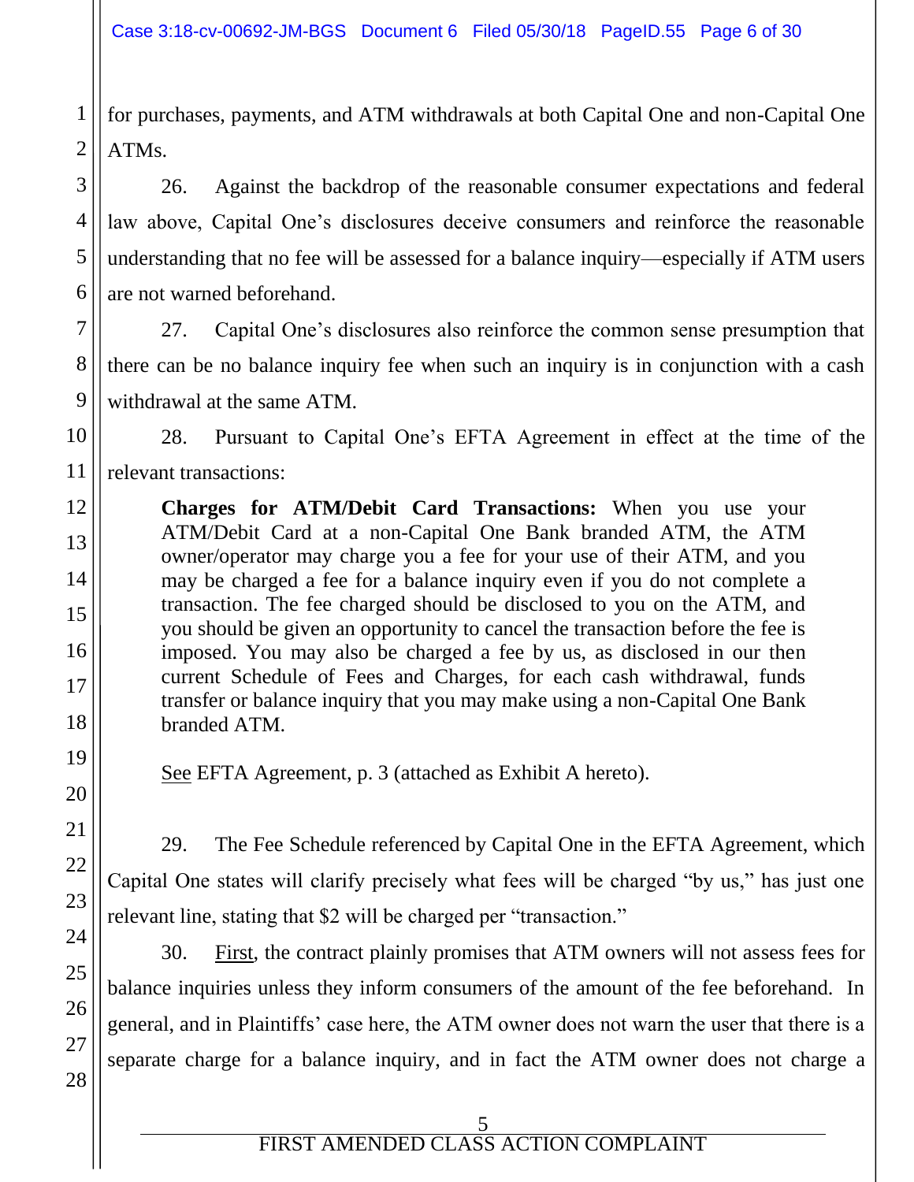for purchases, payments, and ATM withdrawals at both Capital One and non-Capital One ATMs.

26. Against the backdrop of the reasonable consumer expectations and federal law above, Capital One's disclosures deceive consumers and reinforce the reasonable understanding that no fee will be assessed for a balance inquiry—especially if ATM users are not warned beforehand.

27. Capital One's disclosures also reinforce the common sense presumption that there can be no balance inquiry fee when such an inquiry is in conjunction with a cash withdrawal at the same ATM.

28. Pursuant to Capital One's EFTA Agreement in effect at the time of the relevant transactions:

> **Charges for ATM/Debit Card Transactions:** When you use your ATM/Debit Card at a non-Capital One Bank branded ATM, the ATM owner/operator may charge you a fee for your use of their ATM, and you may be charged a fee for a balance inquiry even if you do not complete a transaction. The fee charged should be disclosed to you on the ATM, and you should be given an opportunity to cancel the transaction before the fee is imposed. You may also be charged a fee by us, as disclosed in our then current Schedule of Fees and Charges, for each cash withdrawal, funds transfer or balance inquiry that you may make using a non-Capital One Bank branded ATM.
>
> See EFTA Agreement, p. 3 (attached as Exhibit A hereto).

29. The Fee Schedule referenced by Capital One in the EFTA Agreement, which Capital One states will clarify precisely what fees will be charged "by us," has just one relevant line, stating that $2 will be charged per "transaction."

30. First, the contract plainly promises that ATM owners will not assess fees for balance inquiries unless they inform consumers of the amount of the fee beforehand. In general, and in Plaintiffs' case here, the ATM owner does not warn the user that there is a separate charge for a balance inquiry, and in fact the ATM owner does not charge a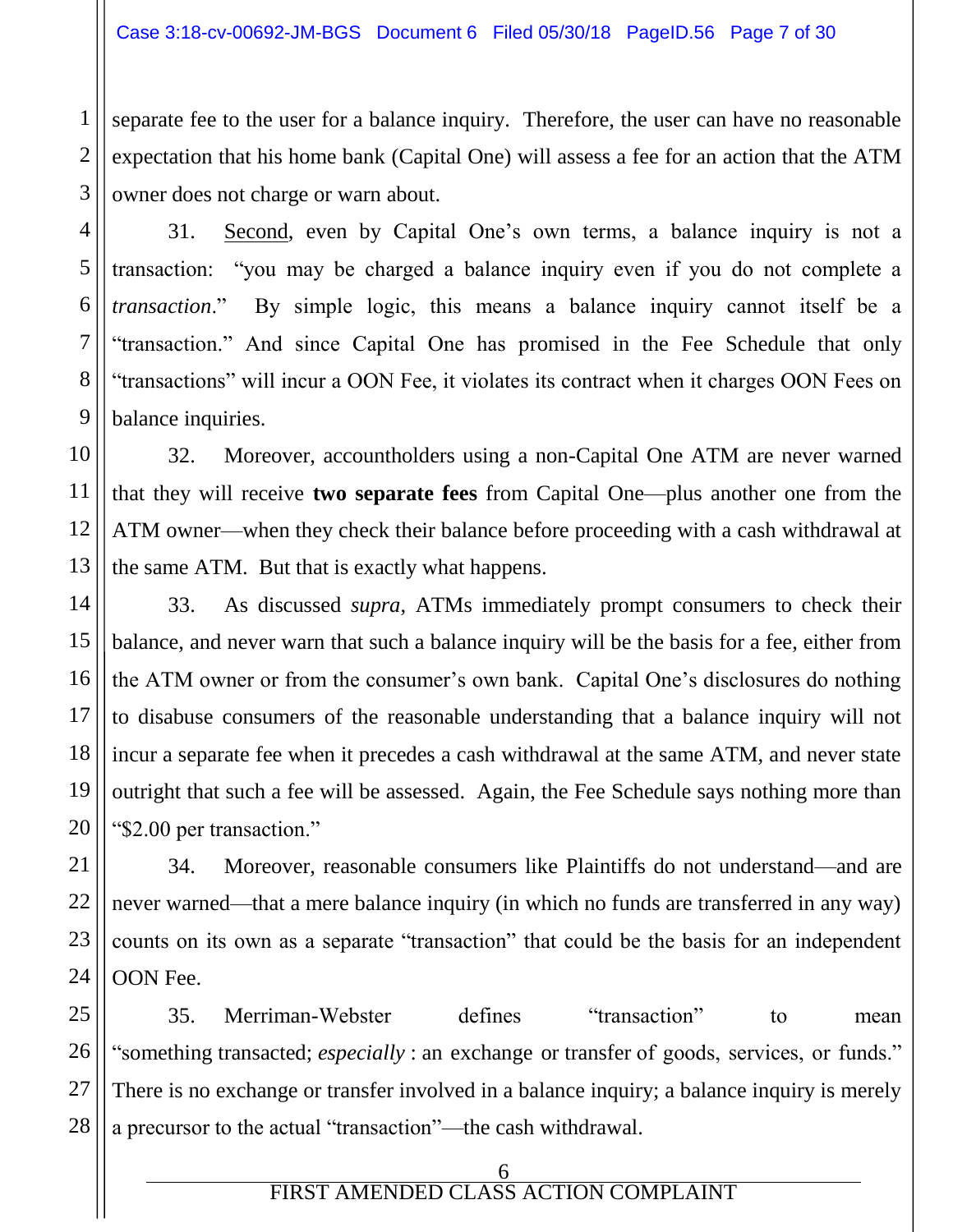separate fee to the user for a balance inquiry. Therefore, the user can have no reasonable expectation that his home bank (Capital One) will assess a fee for an action that the ATM owner does not charge or warn about.

31. Second, even by Capital One's own terms, a balance inquiry is not a transaction: "you may be charged a balance inquiry even if you do not complete a *transaction*." By simple logic, this means a balance inquiry cannot itself be a "transaction." And since Capital One has promised in the Fee Schedule that only "transactions" will incur a OON Fee, it violates its contract when it charges OON Fees on balance inquiries.

32. Moreover, accountholders using a non-Capital One ATM are never warned that they will receive **two separate fees** from Capital One—plus another one from the ATM owner—when they check their balance before proceeding with a cash withdrawal at the same ATM. But that is exactly what happens.

33. As discussed *supra*, ATMs immediately prompt consumers to check their balance, and never warn that such a balance inquiry will be the basis for a fee, either from the ATM owner or from the consumer's own bank. Capital One's disclosures do nothing to disabuse consumers of the reasonable understanding that a balance inquiry will not incur a separate fee when it precedes a cash withdrawal at the same ATM, and never state outright that such a fee will be assessed. Again, the Fee Schedule says nothing more than "$2.00 per transaction."

34. Moreover, reasonable consumers like Plaintiffs do not understand—and are never warned—that a mere balance inquiry (in which no funds are transferred in any way) counts on its own as a separate "transaction" that could be the basis for an independent OON Fee.

35. Merriman-Webster defines "transaction" to mean "something transacted; *especially* : an exchange or transfer of goods, services, or funds." There is no exchange or transfer involved in a balance inquiry; a balance inquiry is merely a precursor to the actual "transaction"—the cash withdrawal.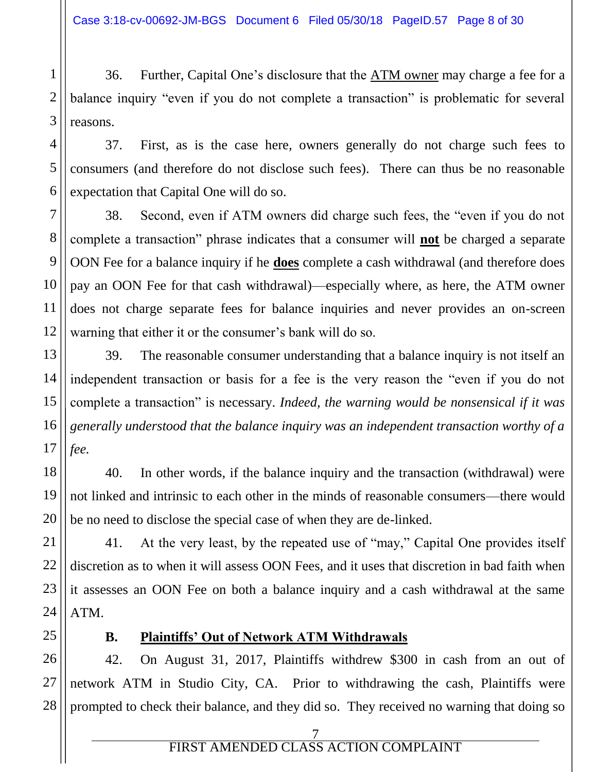36. Further, Capital One's disclosure that the <u>ATM owner</u> may charge a fee for a balance inquiry "even if you do not complete a transaction" is problematic for several reasons.

37. First, as is the case here, owners generally do not charge such fees to consumers (and therefore do not disclose such fees). There can thus be no reasonable expectation that Capital One will do so.

38. Second, even if ATM owners did charge such fees, the "even if you do not complete a transaction" phrase indicates that a consumer will **<u>not</u>** be charged a separate OON Fee for a balance inquiry if he **<u>does</u>** complete a cash withdrawal (and therefore does pay an OON Fee for that cash withdrawal)—especially where, as here, the ATM owner does not charge separate fees for balance inquiries and never provides an on-screen warning that either it or the consumer's bank will do so.

39. The reasonable consumer understanding that a balance inquiry is not itself an independent transaction or basis for a fee is the very reason the "even if you do not complete a transaction" is necessary. *Indeed, the warning would be nonsensical if it was generally understood that the balance inquiry was an independent transaction worthy of a fee.*

40. In other words, if the balance inquiry and the transaction (withdrawal) were not linked and intrinsic to each other in the minds of reasonable consumers—there would be no need to disclose the special case of when they are de-linked.

41. At the very least, by the repeated use of "may," Capital One provides itself discretion as to when it will assess OON Fees, and it uses that discretion in bad faith when it assesses an OON Fee on both a balance inquiry and a cash withdrawal at the same ATM.

### B. <u>Plaintiffs' Out of Network ATM Withdrawals</u>

42. On August 31, 2017, Plaintiffs withdrew $300 in cash from an out of network ATM in Studio City, CA. Prior to withdrawing the cash, Plaintiffs were prompted to check their balance, and they did so. They received no warning that doing so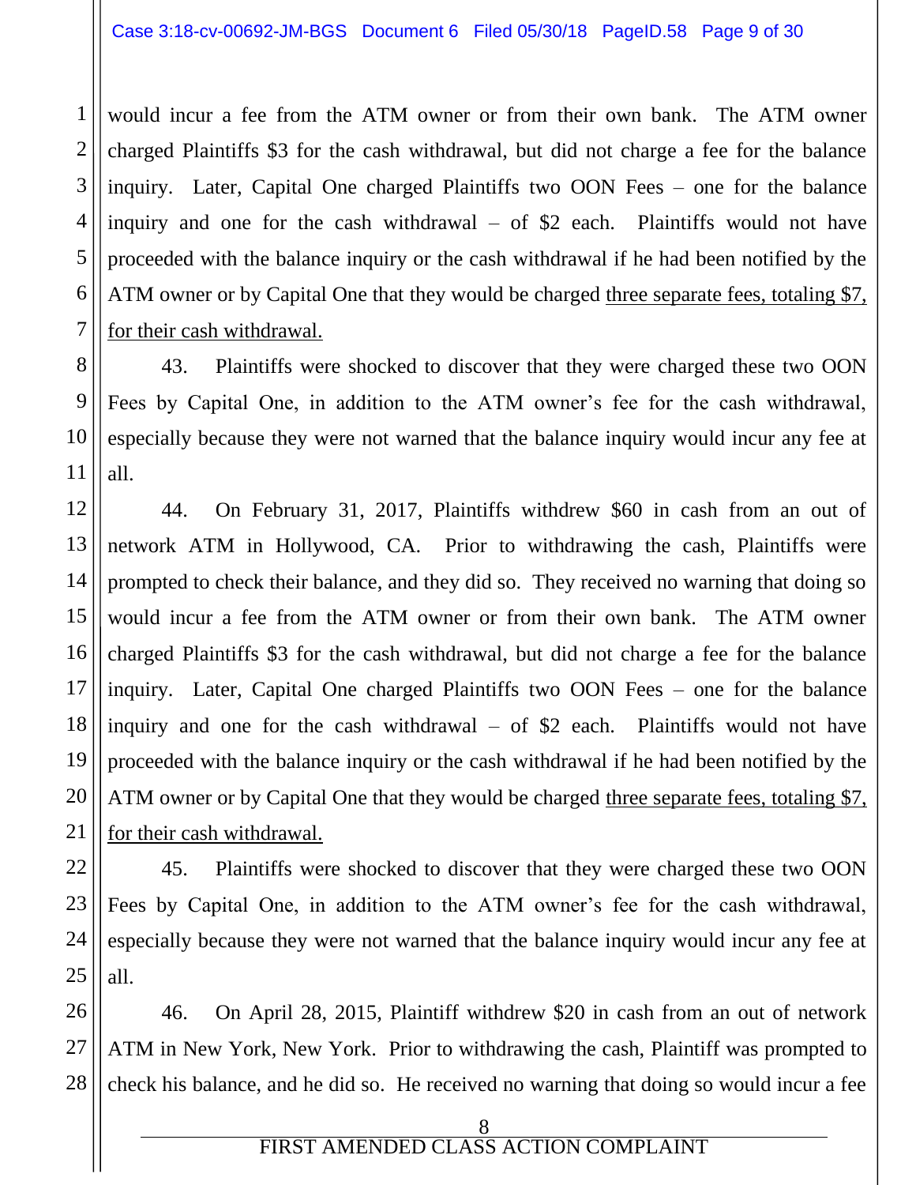would incur a fee from the ATM owner or from their own bank. The ATM owner charged Plaintiffs $3 for the cash withdrawal, but did not charge a fee for the balance inquiry. Later, Capital One charged Plaintiffs two OON Fees – one for the balance inquiry and one for the cash withdrawal – of $2 each. Plaintiffs would not have proceeded with the balance inquiry or the cash withdrawal if he had been notified by the ATM owner or by Capital One that they would be charged <u>three separate fees, totaling $7, for their cash withdrawal.</u>

43. Plaintiffs were shocked to discover that they were charged these two OON Fees by Capital One, in addition to the ATM owner's fee for the cash withdrawal, especially because they were not warned that the balance inquiry would incur any fee at all.

44. On February 31, 2017, Plaintiffs withdrew $60 in cash from an out of network ATM in Hollywood, CA. Prior to withdrawing the cash, Plaintiffs were prompted to check their balance, and they did so. They received no warning that doing so would incur a fee from the ATM owner or from their own bank. The ATM owner charged Plaintiffs $3 for the cash withdrawal, but did not charge a fee for the balance inquiry. Later, Capital One charged Plaintiffs two OON Fees – one for the balance inquiry and one for the cash withdrawal – of $2 each. Plaintiffs would not have proceeded with the balance inquiry or the cash withdrawal if he had been notified by the ATM owner or by Capital One that they would be charged <u>three separate fees, totaling $7, for their cash withdrawal.</u>

45. Plaintiffs were shocked to discover that they were charged these two OON Fees by Capital One, in addition to the ATM owner's fee for the cash withdrawal, especially because they were not warned that the balance inquiry would incur any fee at all.

46. On April 28, 2015, Plaintiff withdrew $20 in cash from an out of network ATM in New York, New York. Prior to withdrawing the cash, Plaintiff was prompted to check his balance, and he did so. He received no warning that doing so would incur a fee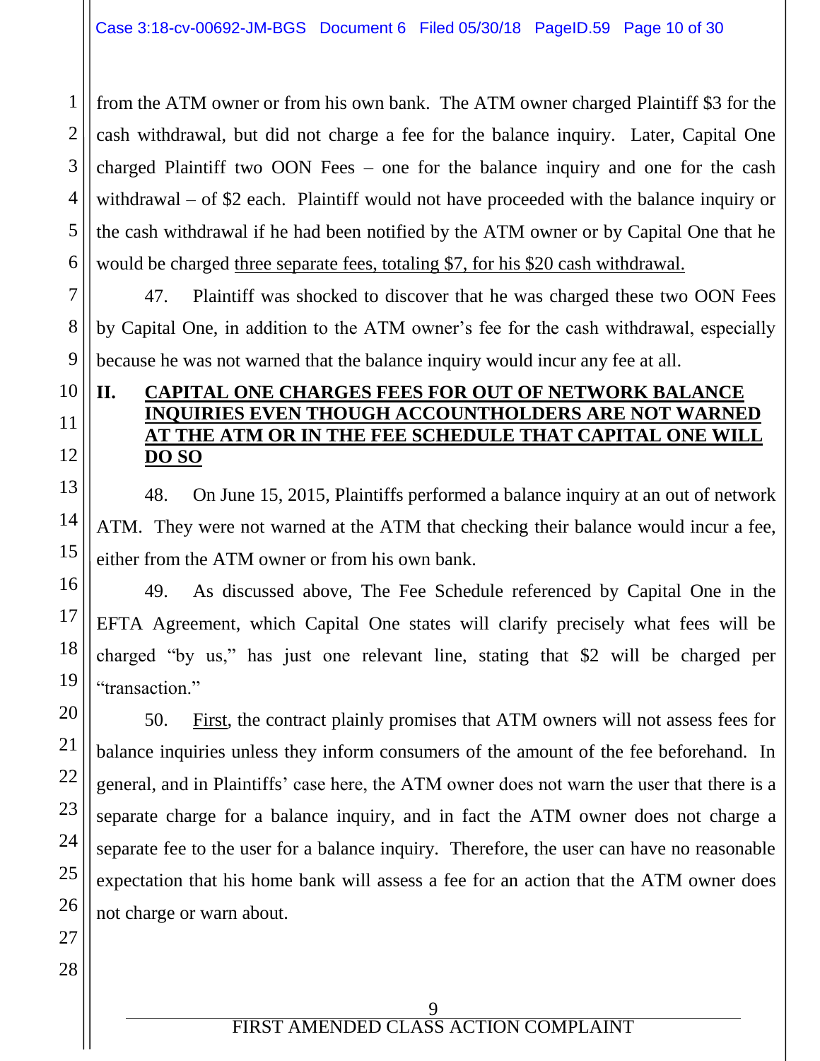from the ATM owner or from his own bank. The ATM owner charged Plaintiff $3 for the cash withdrawal, but did not charge a fee for the balance inquiry. Later, Capital One charged Plaintiff two OON Fees – one for the balance inquiry and one for the cash withdrawal – of $2 each. Plaintiff would not have proceeded with the balance inquiry or the cash withdrawal if he had been notified by the ATM owner or by Capital One that he would be charged <u>three separate fees, totaling $7, for his $20 cash withdrawal.</u>

47. Plaintiff was shocked to discover that he was charged these two OON Fees by Capital One, in addition to the ATM owner's fee for the cash withdrawal, especially because he was not warned that the balance inquiry would incur any fee at all.

## II. <u>CAPITAL ONE CHARGES FEES FOR OUT OF NETWORK BALANCE INQUIRIES EVEN THOUGH ACCOUNTHOLDERS ARE NOT WARNED AT THE ATM OR IN THE FEE SCHEDULE THAT CAPITAL ONE WILL DO SO</u>

48. On June 15, 2015, Plaintiffs performed a balance inquiry at an out of network ATM. They were not warned at the ATM that checking their balance would incur a fee, either from the ATM owner or from his own bank.

49. As discussed above, The Fee Schedule referenced by Capital One in the EFTA Agreement, which Capital One states will clarify precisely what fees will be charged "by us," has just one relevant line, stating that $2 will be charged per "transaction."

50. <u>First</u>, the contract plainly promises that ATM owners will not assess fees for balance inquiries unless they inform consumers of the amount of the fee beforehand. In general, and in Plaintiffs' case here, the ATM owner does not warn the user that there is a separate charge for a balance inquiry, and in fact the ATM owner does not charge a separate fee to the user for a balance inquiry. Therefore, the user can have no reasonable expectation that his home bank will assess a fee for an action that the ATM owner does not charge or warn about.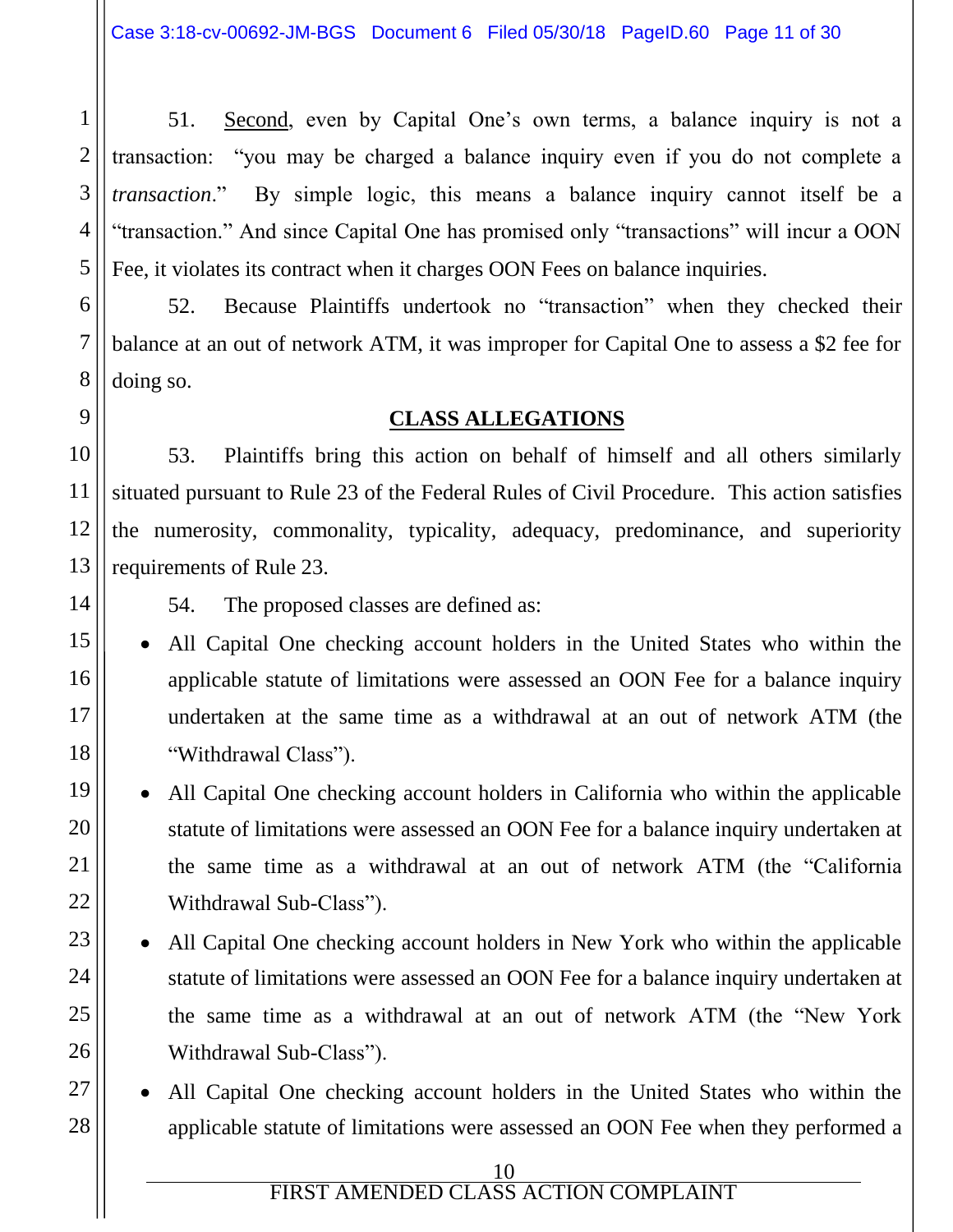51. Second, even by Capital One's own terms, a balance inquiry is not a transaction: "you may be charged a balance inquiry even if you do not complete a *transaction*." By simple logic, this means a balance inquiry cannot itself be a "transaction." And since Capital One has promised only "transactions" will incur a OON Fee, it violates its contract when it charges OON Fees on balance inquiries.

52. Because Plaintiffs undertook no "transaction" when they checked their balance at an out of network ATM, it was improper for Capital One to assess a $2 fee for doing so.

## CLASS ALLEGATIONS

53. Plaintiffs bring this action on behalf of himself and all others similarly situated pursuant to Rule 23 of the Federal Rules of Civil Procedure. This action satisfies the numerosity, commonality, typicality, adequacy, predominance, and superiority requirements of Rule 23.

54. The proposed classes are defined as:

- All Capital One checking account holders in the United States who within the applicable statute of limitations were assessed an OON Fee for a balance inquiry undertaken at the same time as a withdrawal at an out of network ATM (the "Withdrawal Class").
- All Capital One checking account holders in California who within the applicable statute of limitations were assessed an OON Fee for a balance inquiry undertaken at the same time as a withdrawal at an out of network ATM (the "California Withdrawal Sub-Class").
- All Capital One checking account holders in New York who within the applicable statute of limitations were assessed an OON Fee for a balance inquiry undertaken at the same time as a withdrawal at an out of network ATM (the "New York Withdrawal Sub-Class").
- All Capital One checking account holders in the United States who within the applicable statute of limitations were assessed an OON Fee when they performed a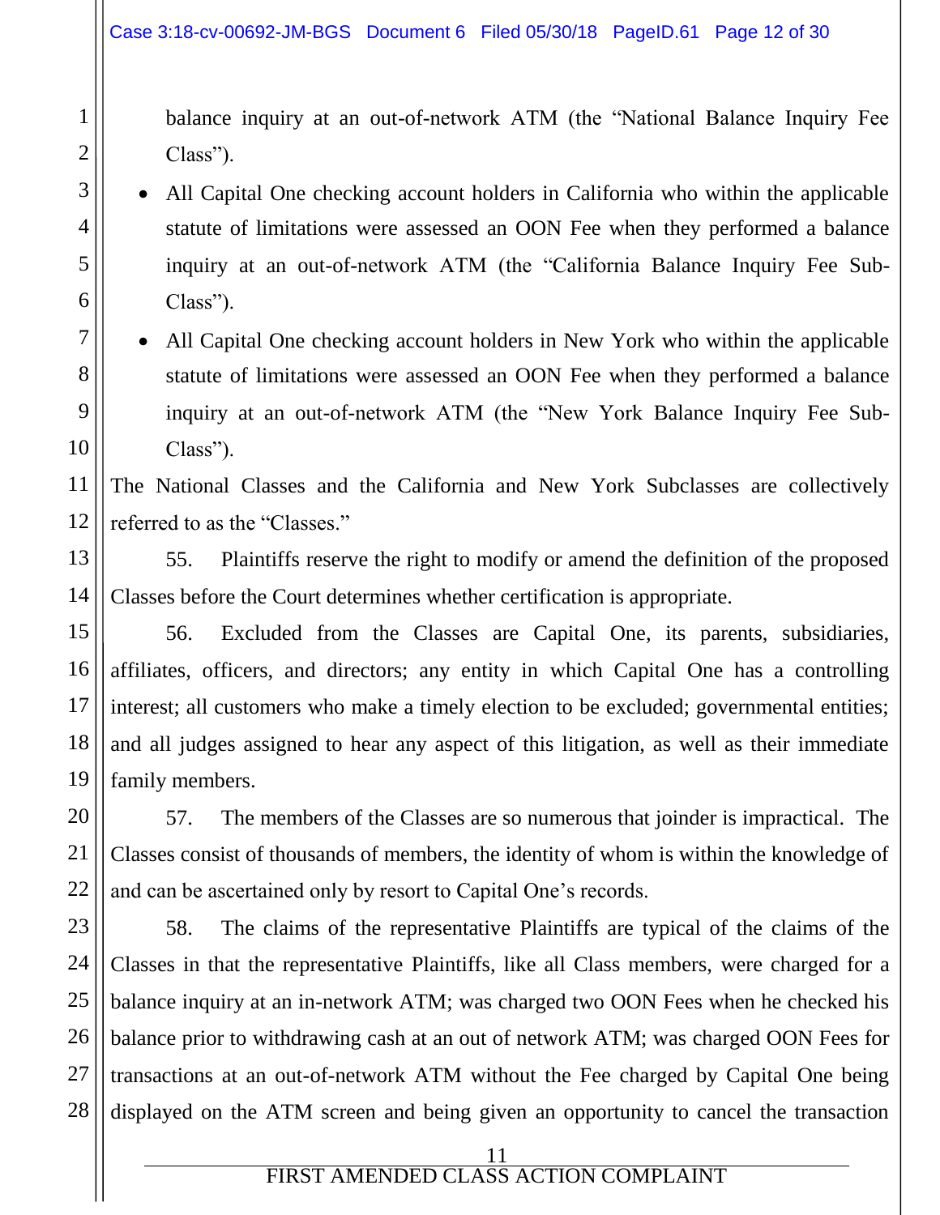balance inquiry at an out-of-network ATM (the "National Balance Inquiry Fee Class").

- All Capital One checking account holders in California who within the applicable statute of limitations were assessed an OON Fee when they performed a balance inquiry at an out-of-network ATM (the "California Balance Inquiry Fee Sub-Class").
- All Capital One checking account holders in New York who within the applicable statute of limitations were assessed an OON Fee when they performed a balance inquiry at an out-of-network ATM (the "New York Balance Inquiry Fee Sub-Class").

The National Classes and the California and New York Subclasses are collectively referred to as the "Classes."

55. Plaintiffs reserve the right to modify or amend the definition of the proposed Classes before the Court determines whether certification is appropriate.

56. Excluded from the Classes are Capital One, its parents, subsidiaries, affiliates, officers, and directors; any entity in which Capital One has a controlling interest; all customers who make a timely election to be excluded; governmental entities; and all judges assigned to hear any aspect of this litigation, as well as their immediate family members.

57. The members of the Classes are so numerous that joinder is impractical. The Classes consist of thousands of members, the identity of whom is within the knowledge of and can be ascertained only by resort to Capital One's records.

58. The claims of the representative Plaintiffs are typical of the claims of the Classes in that the representative Plaintiffs, like all Class members, were charged for a balance inquiry at an in-network ATM; was charged two OON Fees when he checked his balance prior to withdrawing cash at an out of network ATM; was charged OON Fees for transactions at an out-of-network ATM without the Fee charged by Capital One being displayed on the ATM screen and being given an opportunity to cancel the transaction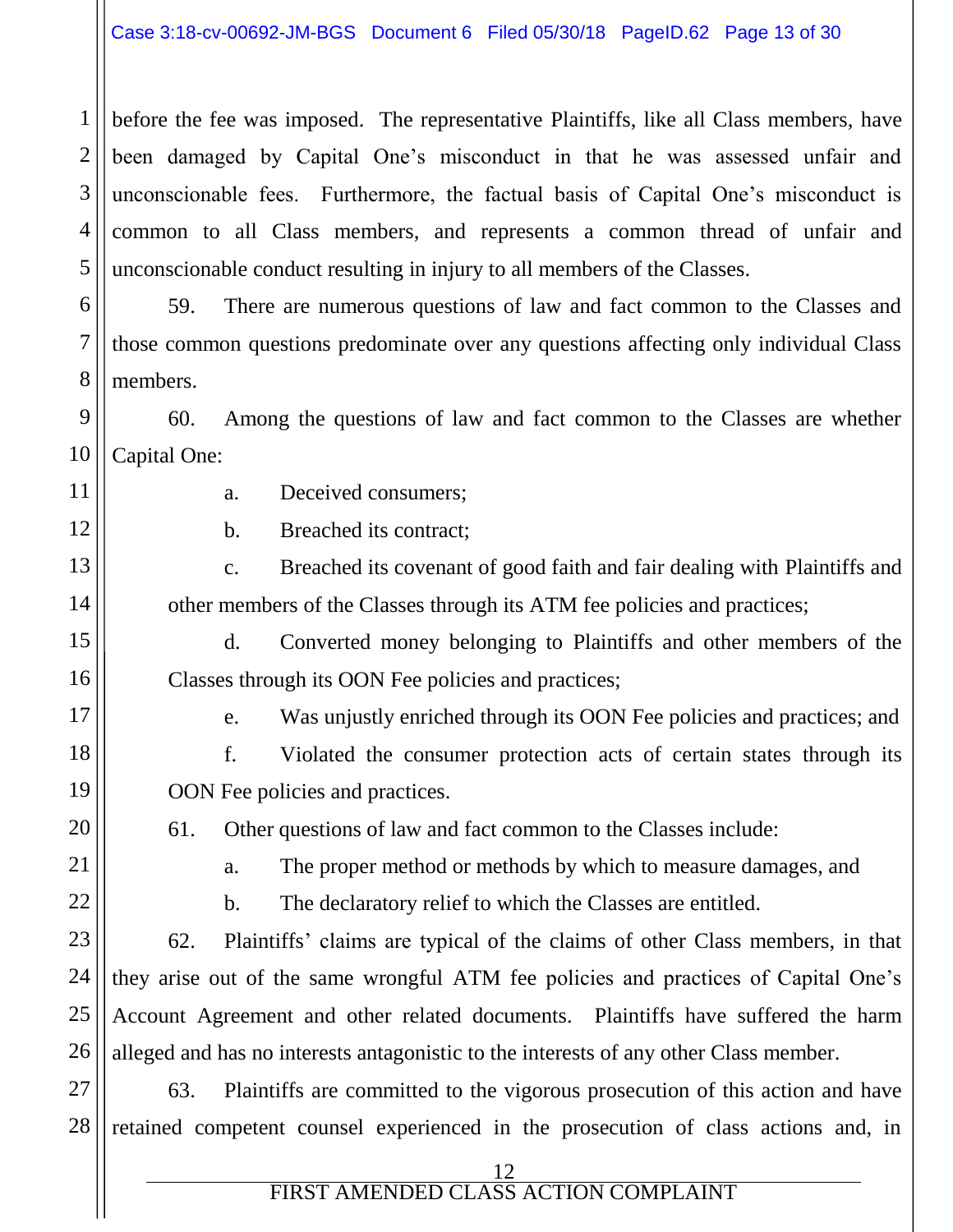before the fee was imposed. The representative Plaintiffs, like all Class members, have been damaged by Capital One's misconduct in that he was assessed unfair and unconscionable fees. Furthermore, the factual basis of Capital One's misconduct is common to all Class members, and represents a common thread of unfair and unconscionable conduct resulting in injury to all members of the Classes.

59. There are numerous questions of law and fact common to the Classes and those common questions predominate over any questions affecting only individual Class members.

60. Among the questions of law and fact common to the Classes are whether Capital One:

a. Deceived consumers;

b. Breached its contract;

c. Breached its covenant of good faith and fair dealing with Plaintiffs and other members of the Classes through its ATM fee policies and practices;

d. Converted money belonging to Plaintiffs and other members of the Classes through its OON Fee policies and practices;

e. Was unjustly enriched through its OON Fee policies and practices; and

f. Violated the consumer protection acts of certain states through its OON Fee policies and practices.

61. Other questions of law and fact common to the Classes include:

a. The proper method or methods by which to measure damages, and

b. The declaratory relief to which the Classes are entitled.

62. Plaintiffs' claims are typical of the claims of other Class members, in that they arise out of the same wrongful ATM fee policies and practices of Capital One's Account Agreement and other related documents. Plaintiffs have suffered the harm alleged and has no interests antagonistic to the interests of any other Class member.

63. Plaintiffs are committed to the vigorous prosecution of this action and have retained competent counsel experienced in the prosecution of class actions and, in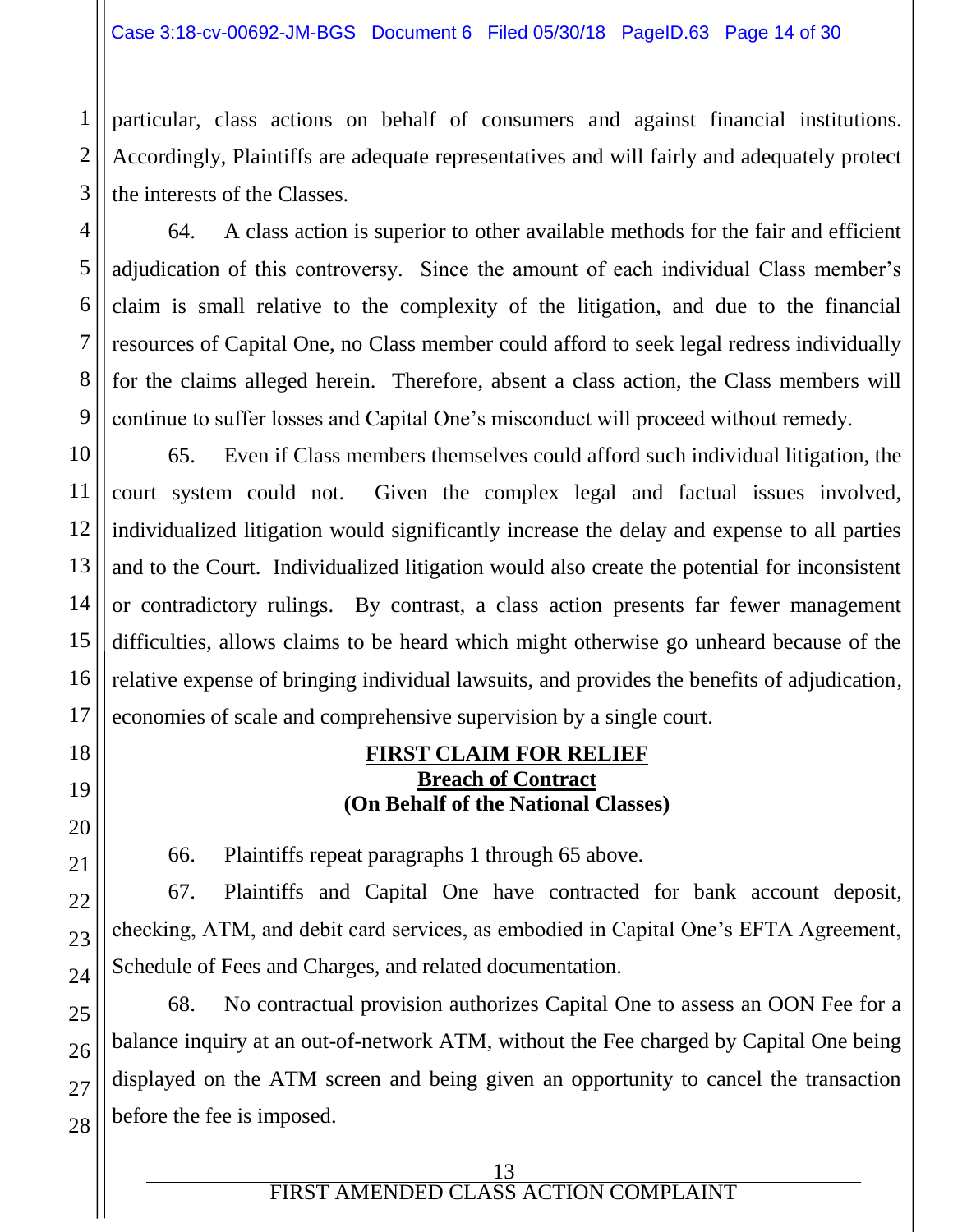particular, class actions on behalf of consumers and against financial institutions. Accordingly, Plaintiffs are adequate representatives and will fairly and adequately protect the interests of the Classes.

64. A class action is superior to other available methods for the fair and efficient adjudication of this controversy. Since the amount of each individual Class member's claim is small relative to the complexity of the litigation, and due to the financial resources of Capital One, no Class member could afford to seek legal redress individually for the claims alleged herein. Therefore, absent a class action, the Class members will continue to suffer losses and Capital One's misconduct will proceed without remedy.

65. Even if Class members themselves could afford such individual litigation, the court system could not. Given the complex legal and factual issues involved, individualized litigation would significantly increase the delay and expense to all parties and to the Court. Individualized litigation would also create the potential for inconsistent or contradictory rulings. By contrast, a class action presents far fewer management difficulties, allows claims to be heard which might otherwise go unheard because of the relative expense of bringing individual lawsuits, and provides the benefits of adjudication, economies of scale and comprehensive supervision by a single court.

**FIRST CLAIM FOR RELIEF**
**Breach of Contract**
**(On Behalf of the National Classes)**

66. Plaintiffs repeat paragraphs 1 through 65 above.

67. Plaintiffs and Capital One have contracted for bank account deposit, checking, ATM, and debit card services, as embodied in Capital One's EFTA Agreement, Schedule of Fees and Charges, and related documentation.

68. No contractual provision authorizes Capital One to assess an OON Fee for a balance inquiry at an out-of-network ATM, without the Fee charged by Capital One being displayed on the ATM screen and being given an opportunity to cancel the transaction before the fee is imposed.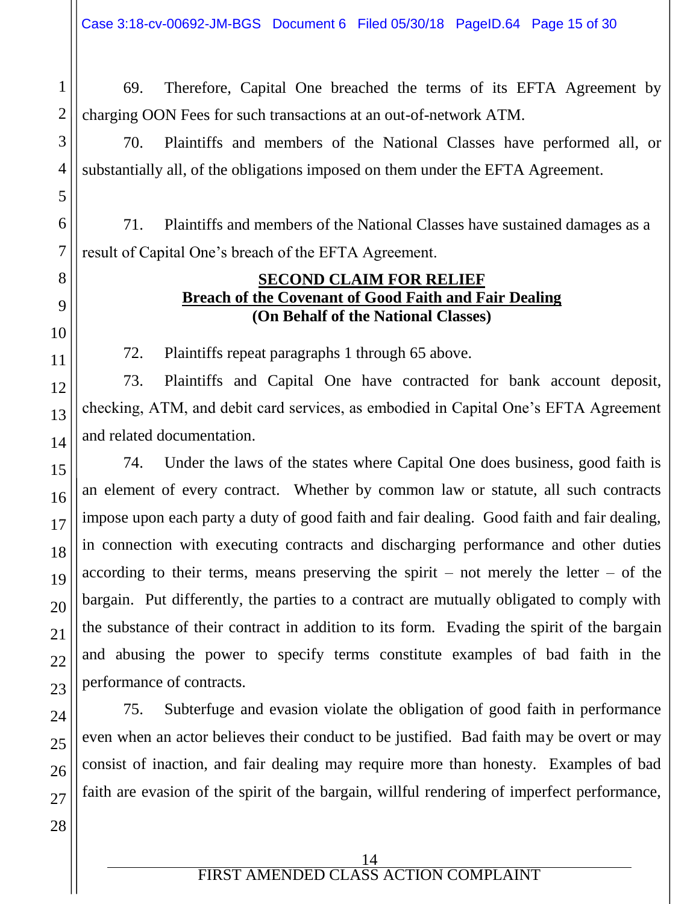69. Therefore, Capital One breached the terms of its EFTA Agreement by charging OON Fees for such transactions at an out-of-network ATM.

70. Plaintiffs and members of the National Classes have performed all, or substantially all, of the obligations imposed on them under the EFTA Agreement.

71. Plaintiffs and members of the National Classes have sustained damages as a result of Capital One's breach of the EFTA Agreement.

## SECOND CLAIM FOR RELIEF
## Breach of the Covenant of Good Faith and Fair Dealing
## (On Behalf of the National Classes)

72. Plaintiffs repeat paragraphs 1 through 65 above.

73. Plaintiffs and Capital One have contracted for bank account deposit, checking, ATM, and debit card services, as embodied in Capital One's EFTA Agreement and related documentation.

74. Under the laws of the states where Capital One does business, good faith is an element of every contract. Whether by common law or statute, all such contracts impose upon each party a duty of good faith and fair dealing. Good faith and fair dealing, in connection with executing contracts and discharging performance and other duties according to their terms, means preserving the spirit – not merely the letter – of the bargain. Put differently, the parties to a contract are mutually obligated to comply with the substance of their contract in addition to its form. Evading the spirit of the bargain and abusing the power to specify terms constitute examples of bad faith in the performance of contracts.

75. Subterfuge and evasion violate the obligation of good faith in performance even when an actor believes their conduct to be justified. Bad faith may be overt or may consist of inaction, and fair dealing may require more than honesty. Examples of bad faith are evasion of the spirit of the bargain, willful rendering of imperfect performance,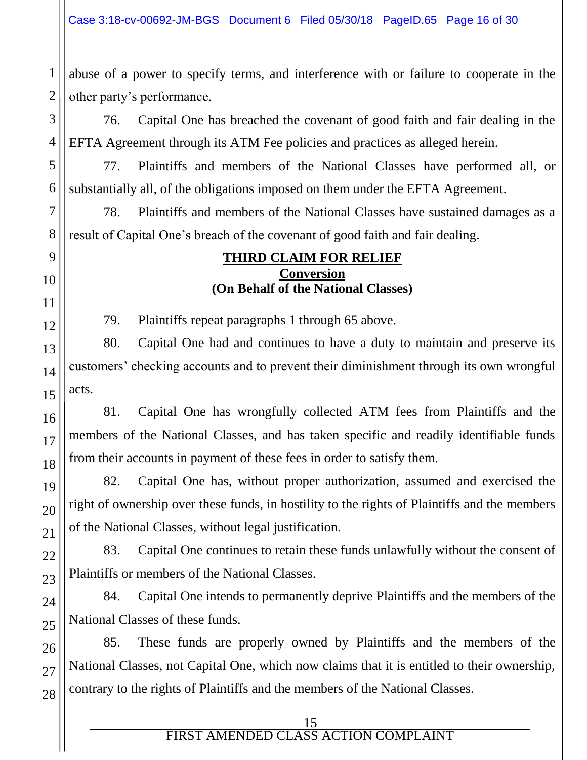abuse of a power to specify terms, and interference with or failure to cooperate in the other party's performance.

76. Capital One has breached the covenant of good faith and fair dealing in the EFTA Agreement through its ATM Fee policies and practices as alleged herein.

77. Plaintiffs and members of the National Classes have performed all, or substantially all, of the obligations imposed on them under the EFTA Agreement.

78. Plaintiffs and members of the National Classes have sustained damages as a result of Capital One's breach of the covenant of good faith and fair dealing.

## THIRD CLAIM FOR RELIEF
### Conversion
### (On Behalf of the National Classes)

79. Plaintiffs repeat paragraphs 1 through 65 above.

80. Capital One had and continues to have a duty to maintain and preserve its customers' checking accounts and to prevent their diminishment through its own wrongful acts.

81. Capital One has wrongfully collected ATM fees from Plaintiffs and the members of the National Classes, and has taken specific and readily identifiable funds from their accounts in payment of these fees in order to satisfy them.

82. Capital One has, without proper authorization, assumed and exercised the right of ownership over these funds, in hostility to the rights of Plaintiffs and the members of the National Classes, without legal justification.

83. Capital One continues to retain these funds unlawfully without the consent of Plaintiffs or members of the National Classes.

84. Capital One intends to permanently deprive Plaintiffs and the members of the National Classes of these funds.

85. These funds are properly owned by Plaintiffs and the members of the National Classes, not Capital One, which now claims that it is entitled to their ownership, contrary to the rights of Plaintiffs and the members of the National Classes.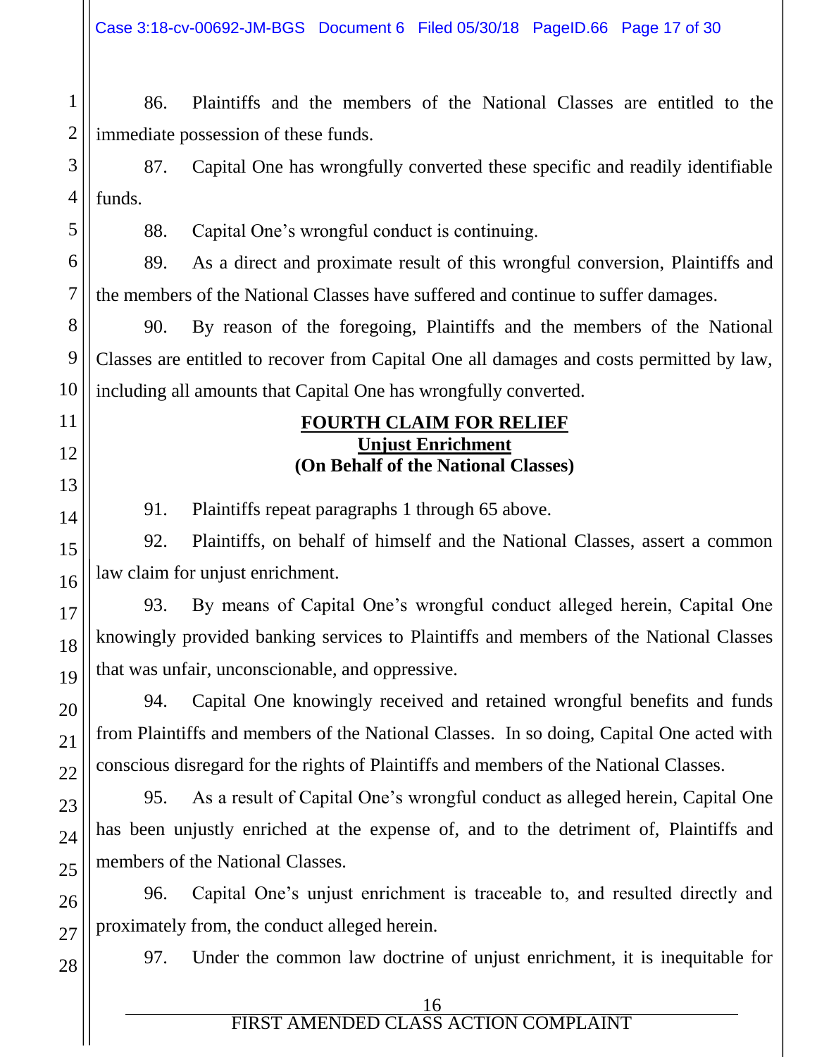86. Plaintiffs and the members of the National Classes are entitled to the immediate possession of these funds.

87. Capital One has wrongfully converted these specific and readily identifiable funds.

88. Capital One's wrongful conduct is continuing.

89. As a direct and proximate result of this wrongful conversion, Plaintiffs and the members of the National Classes have suffered and continue to suffer damages.

90. By reason of the foregoing, Plaintiffs and the members of the National Classes are entitled to recover from Capital One all damages and costs permitted by law, including all amounts that Capital One has wrongfully converted.

**FOURTH CLAIM FOR RELIEF**
**Unjust Enrichment**
**(On Behalf of the National Classes)**

91. Plaintiffs repeat paragraphs 1 through 65 above.

92. Plaintiffs, on behalf of himself and the National Classes, assert a common law claim for unjust enrichment.

93. By means of Capital One's wrongful conduct alleged herein, Capital One knowingly provided banking services to Plaintiffs and members of the National Classes that was unfair, unconscionable, and oppressive.

94. Capital One knowingly received and retained wrongful benefits and funds from Plaintiffs and members of the National Classes. In so doing, Capital One acted with conscious disregard for the rights of Plaintiffs and members of the National Classes.

95. As a result of Capital One's wrongful conduct as alleged herein, Capital One has been unjustly enriched at the expense of, and to the detriment of, Plaintiffs and members of the National Classes.

96. Capital One's unjust enrichment is traceable to, and resulted directly and proximately from, the conduct alleged herein.

97. Under the common law doctrine of unjust enrichment, it is inequitable for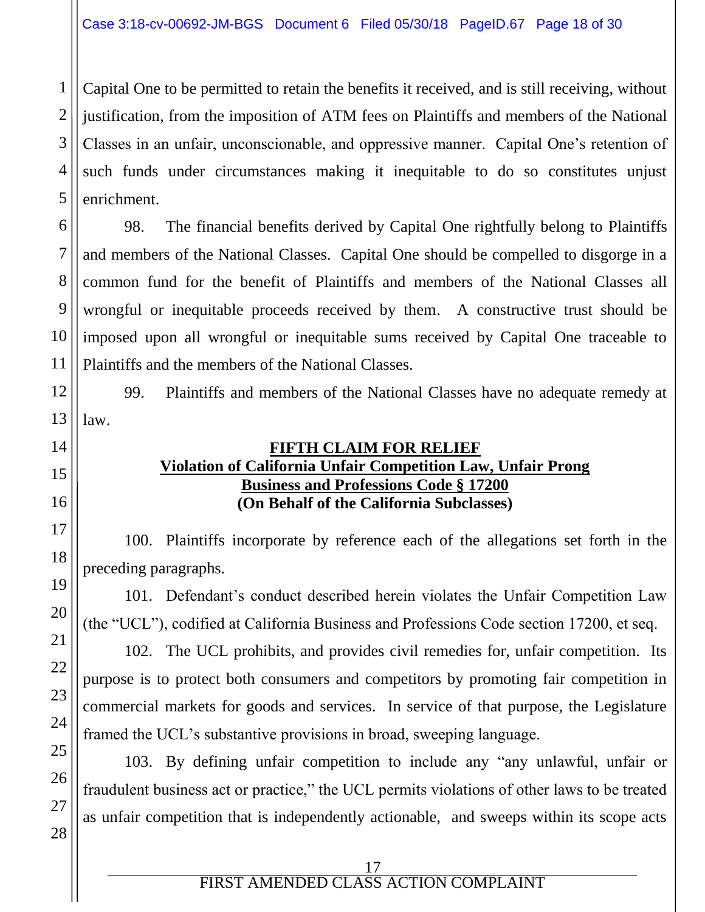Capital One to be permitted to retain the benefits it received, and is still receiving, without justification, from the imposition of ATM fees on Plaintiffs and members of the National Classes in an unfair, unconscionable, and oppressive manner. Capital One's retention of such funds under circumstances making it inequitable to do so constitutes unjust enrichment.

98. The financial benefits derived by Capital One rightfully belong to Plaintiffs and members of the National Classes. Capital One should be compelled to disgorge in a common fund for the benefit of Plaintiffs and members of the National Classes all wrongful or inequitable proceeds received by them. A constructive trust should be imposed upon all wrongful or inequitable sums received by Capital One traceable to Plaintiffs and the members of the National Classes.

99. Plaintiffs and members of the National Classes have no adequate remedy at law.

**FIFTH CLAIM FOR RELIEF**
**Violation of California Unfair Competition Law, Unfair Prong**
**Business and Professions Code § 17200**
**(On Behalf of the California Subclasses)**

100. Plaintiffs incorporate by reference each of the allegations set forth in the preceding paragraphs.

101. Defendant's conduct described herein violates the Unfair Competition Law (the "UCL"), codified at California Business and Professions Code section 17200, et seq.

102. The UCL prohibits, and provides civil remedies for, unfair competition. Its purpose is to protect both consumers and competitors by promoting fair competition in commercial markets for goods and services. In service of that purpose, the Legislature framed the UCL's substantive provisions in broad, sweeping language.

103. By defining unfair competition to include any "any unlawful, unfair or fraudulent business act or practice," the UCL permits violations of other laws to be treated as unfair competition that is independently actionable, and sweeps within its scope acts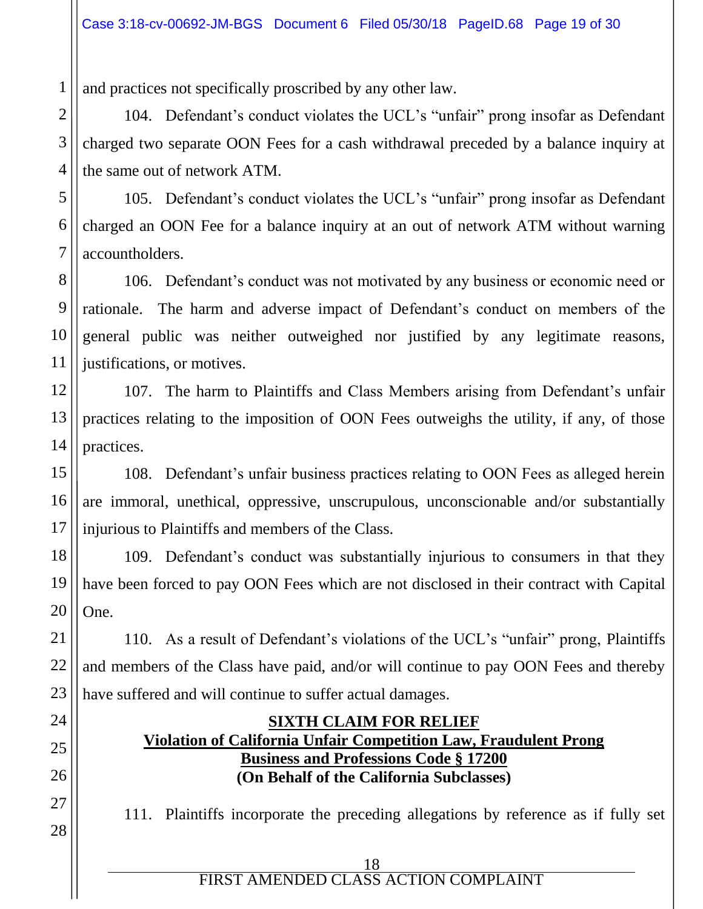and practices not specifically proscribed by any other law.

104. Defendant's conduct violates the UCL's "unfair" prong insofar as Defendant charged two separate OON Fees for a cash withdrawal preceded by a balance inquiry at the same out of network ATM.

105. Defendant's conduct violates the UCL's "unfair" prong insofar as Defendant charged an OON Fee for a balance inquiry at an out of network ATM without warning accountholders.

106. Defendant's conduct was not motivated by any business or economic need or rationale. The harm and adverse impact of Defendant's conduct on members of the general public was neither outweighed nor justified by any legitimate reasons, justifications, or motives.

107. The harm to Plaintiffs and Class Members arising from Defendant's unfair practices relating to the imposition of OON Fees outweighs the utility, if any, of those practices.

108. Defendant's unfair business practices relating to OON Fees as alleged herein are immoral, unethical, oppressive, unscrupulous, unconscionable and/or substantially injurious to Plaintiffs and members of the Class.

109. Defendant's conduct was substantially injurious to consumers in that they have been forced to pay OON Fees which are not disclosed in their contract with Capital One.

110. As a result of Defendant's violations of the UCL's "unfair" prong, Plaintiffs and members of the Class have paid, and/or will continue to pay OON Fees and thereby have suffered and will continue to suffer actual damages.

## SIXTH CLAIM FOR RELIEF
## Violation of California Unfair Competition Law, Fraudulent Prong
## Business and Professions Code § 17200
## (On Behalf of the California Subclasses)

111. Plaintiffs incorporate the preceding allegations by reference as if fully set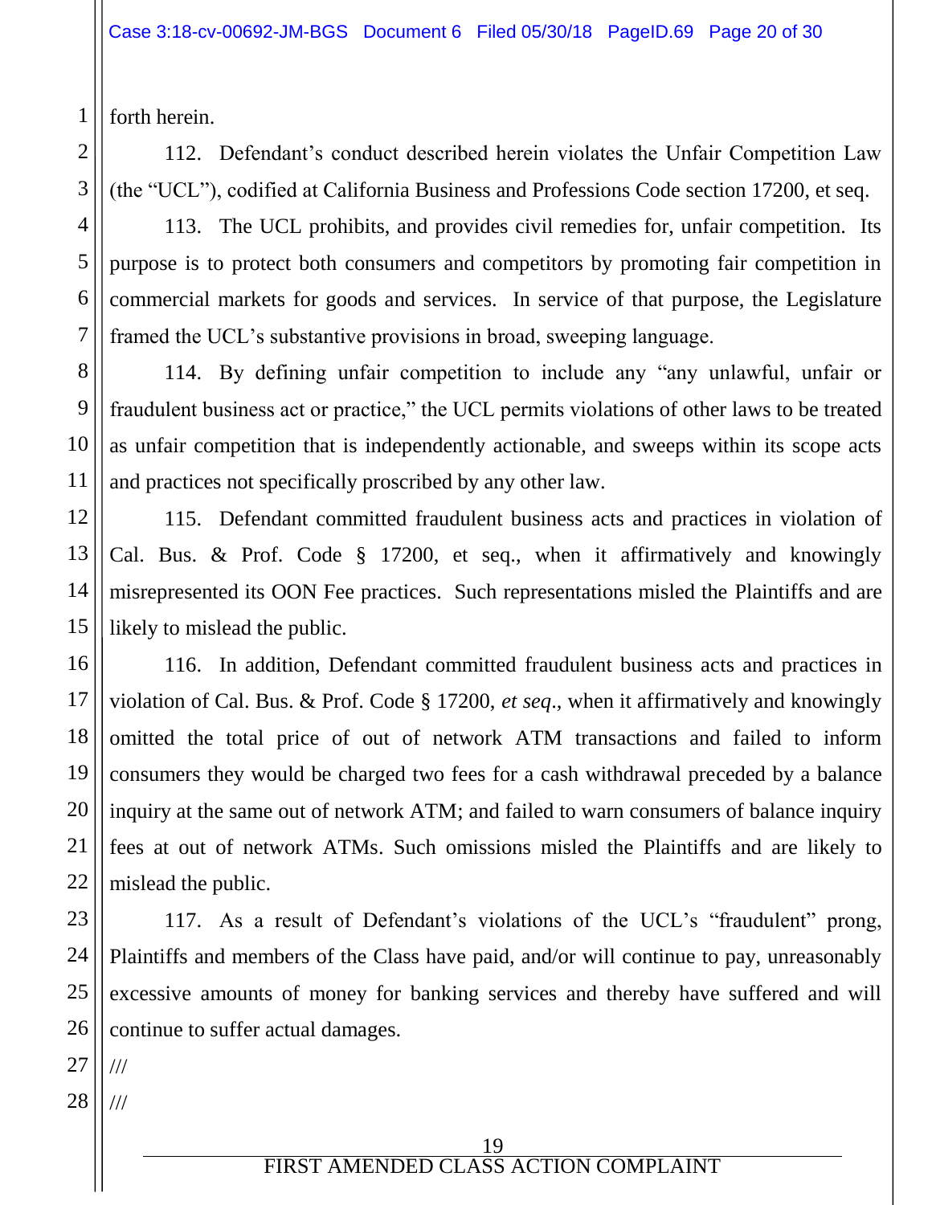forth herein.

112. Defendant's conduct described herein violates the Unfair Competition Law (the "UCL"), codified at California Business and Professions Code section 17200, et seq.

113. The UCL prohibits, and provides civil remedies for, unfair competition. Its purpose is to protect both consumers and competitors by promoting fair competition in commercial markets for goods and services. In service of that purpose, the Legislature framed the UCL's substantive provisions in broad, sweeping language.

114. By defining unfair competition to include any "any unlawful, unfair or fraudulent business act or practice," the UCL permits violations of other laws to be treated as unfair competition that is independently actionable, and sweeps within its scope acts and practices not specifically proscribed by any other law.

115. Defendant committed fraudulent business acts and practices in violation of Cal. Bus. & Prof. Code § 17200, et seq., when it affirmatively and knowingly misrepresented its OON Fee practices. Such representations misled the Plaintiffs and are likely to mislead the public.

116. In addition, Defendant committed fraudulent business acts and practices in violation of Cal. Bus. & Prof. Code § 17200, *et seq*., when it affirmatively and knowingly omitted the total price of out of network ATM transactions and failed to inform consumers they would be charged two fees for a cash withdrawal preceded by a balance inquiry at the same out of network ATM; and failed to warn consumers of balance inquiry fees at out of network ATMs. Such omissions misled the Plaintiffs and are likely to mislead the public.

117. As a result of Defendant's violations of the UCL's "fraudulent" prong, Plaintiffs and members of the Class have paid, and/or will continue to pay, unreasonably excessive amounts of money for banking services and thereby have suffered and will continue to suffer actual damages.

///

///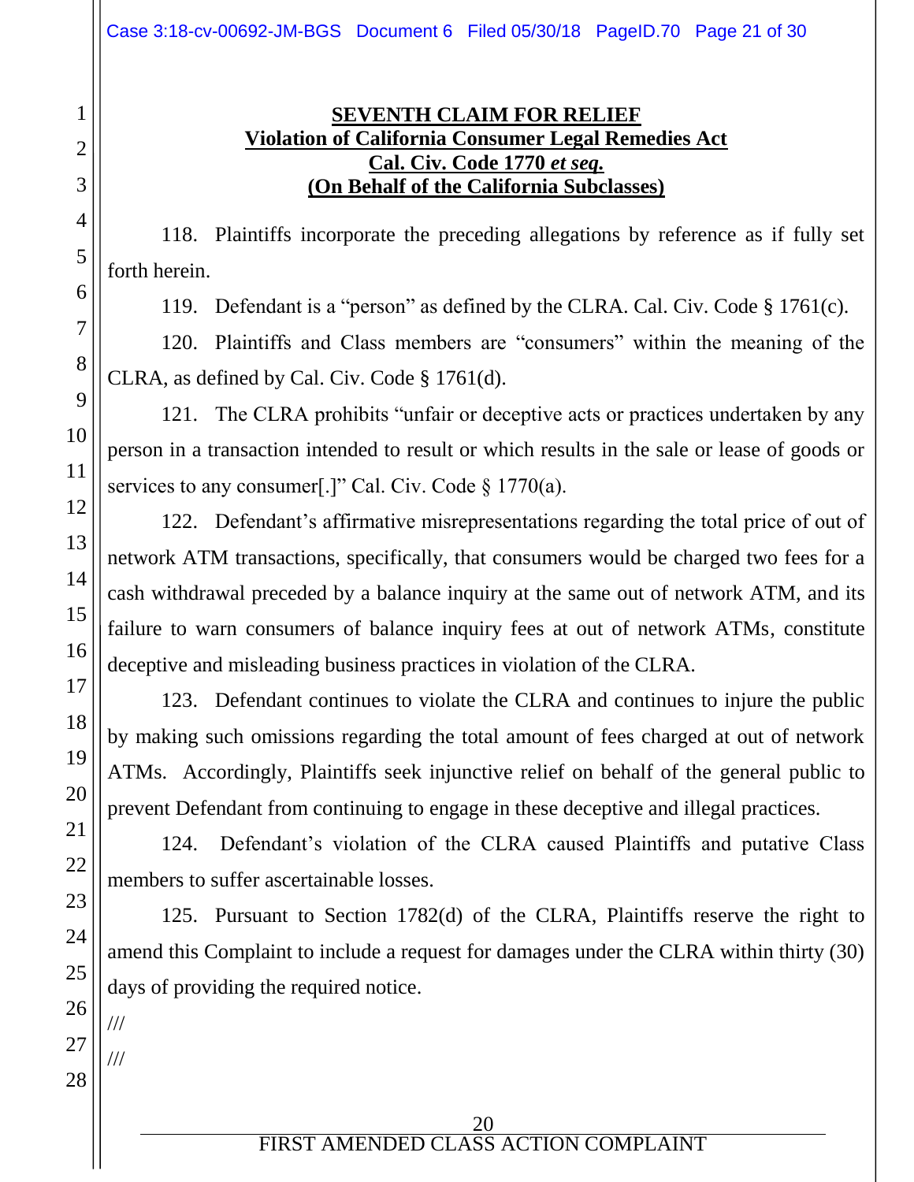**SEVENTH CLAIM FOR RELIEF**
**Violation of California Consumer Legal Remedies Act**
**Cal. Civ. Code 1770 *et seq.***
**(On Behalf of the California Subclasses)**

118. Plaintiffs incorporate the preceding allegations by reference as if fully set forth herein.

119. Defendant is a "person" as defined by the CLRA. Cal. Civ. Code § 1761(c).

120. Plaintiffs and Class members are "consumers" within the meaning of the CLRA, as defined by Cal. Civ. Code § 1761(d).

121. The CLRA prohibits "unfair or deceptive acts or practices undertaken by any person in a transaction intended to result or which results in the sale or lease of goods or services to any consumer[.]" Cal. Civ. Code § 1770(a).

122. Defendant's affirmative misrepresentations regarding the total price of out of network ATM transactions, specifically, that consumers would be charged two fees for a cash withdrawal preceded by a balance inquiry at the same out of network ATM, and its failure to warn consumers of balance inquiry fees at out of network ATMs, constitute deceptive and misleading business practices in violation of the CLRA.

123. Defendant continues to violate the CLRA and continues to injure the public by making such omissions regarding the total amount of fees charged at out of network ATMs. Accordingly, Plaintiffs seek injunctive relief on behalf of the general public to prevent Defendant from continuing to engage in these deceptive and illegal practices.

124. Defendant's violation of the CLRA caused Plaintiffs and putative Class members to suffer ascertainable losses.

125. Pursuant to Section 1782(d) of the CLRA, Plaintiffs reserve the right to amend this Complaint to include a request for damages under the CLRA within thirty (30) days of providing the required notice.

///

///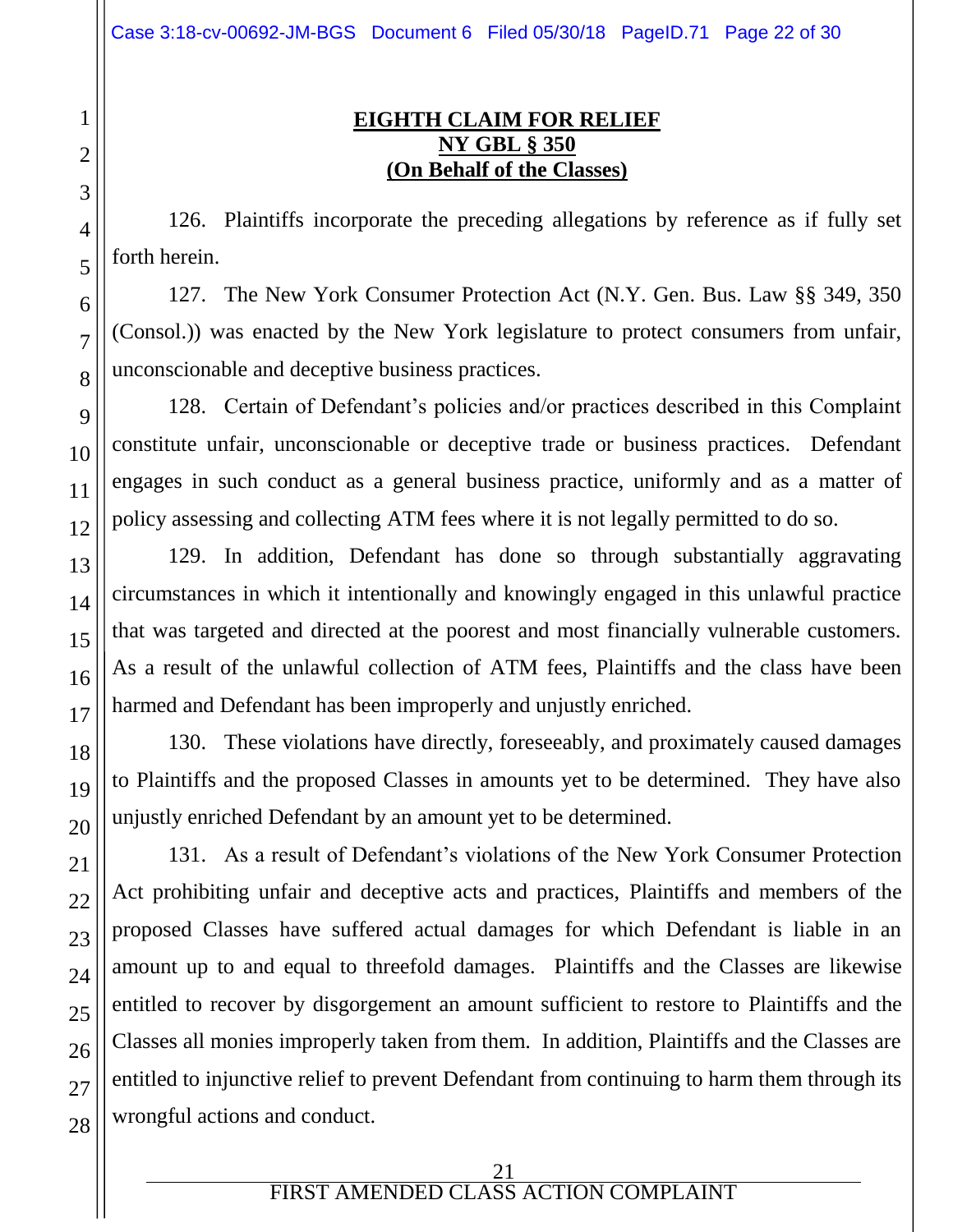**EIGHTH CLAIM FOR RELIEF**
**NY GBL § 350**
**(On Behalf of the Classes)**

126. Plaintiffs incorporate the preceding allegations by reference as if fully set forth herein.

127. The New York Consumer Protection Act (N.Y. Gen. Bus. Law §§ 349, 350 (Consol.)) was enacted by the New York legislature to protect consumers from unfair, unconscionable and deceptive business practices.

128. Certain of Defendant's policies and/or practices described in this Complaint constitute unfair, unconscionable or deceptive trade or business practices. Defendant engages in such conduct as a general business practice, uniformly and as a matter of policy assessing and collecting ATM fees where it is not legally permitted to do so.

129. In addition, Defendant has done so through substantially aggravating circumstances in which it intentionally and knowingly engaged in this unlawful practice that was targeted and directed at the poorest and most financially vulnerable customers. As a result of the unlawful collection of ATM fees, Plaintiffs and the class have been harmed and Defendant has been improperly and unjustly enriched.

130. These violations have directly, foreseeably, and proximately caused damages to Plaintiffs and the proposed Classes in amounts yet to be determined. They have also unjustly enriched Defendant by an amount yet to be determined.

131. As a result of Defendant's violations of the New York Consumer Protection Act prohibiting unfair and deceptive acts and practices, Plaintiffs and members of the proposed Classes have suffered actual damages for which Defendant is liable in an amount up to and equal to threefold damages. Plaintiffs and the Classes are likewise entitled to recover by disgorgement an amount sufficient to restore to Plaintiffs and the Classes all monies improperly taken from them. In addition, Plaintiffs and the Classes are entitled to injunctive relief to prevent Defendant from continuing to harm them through its wrongful actions and conduct.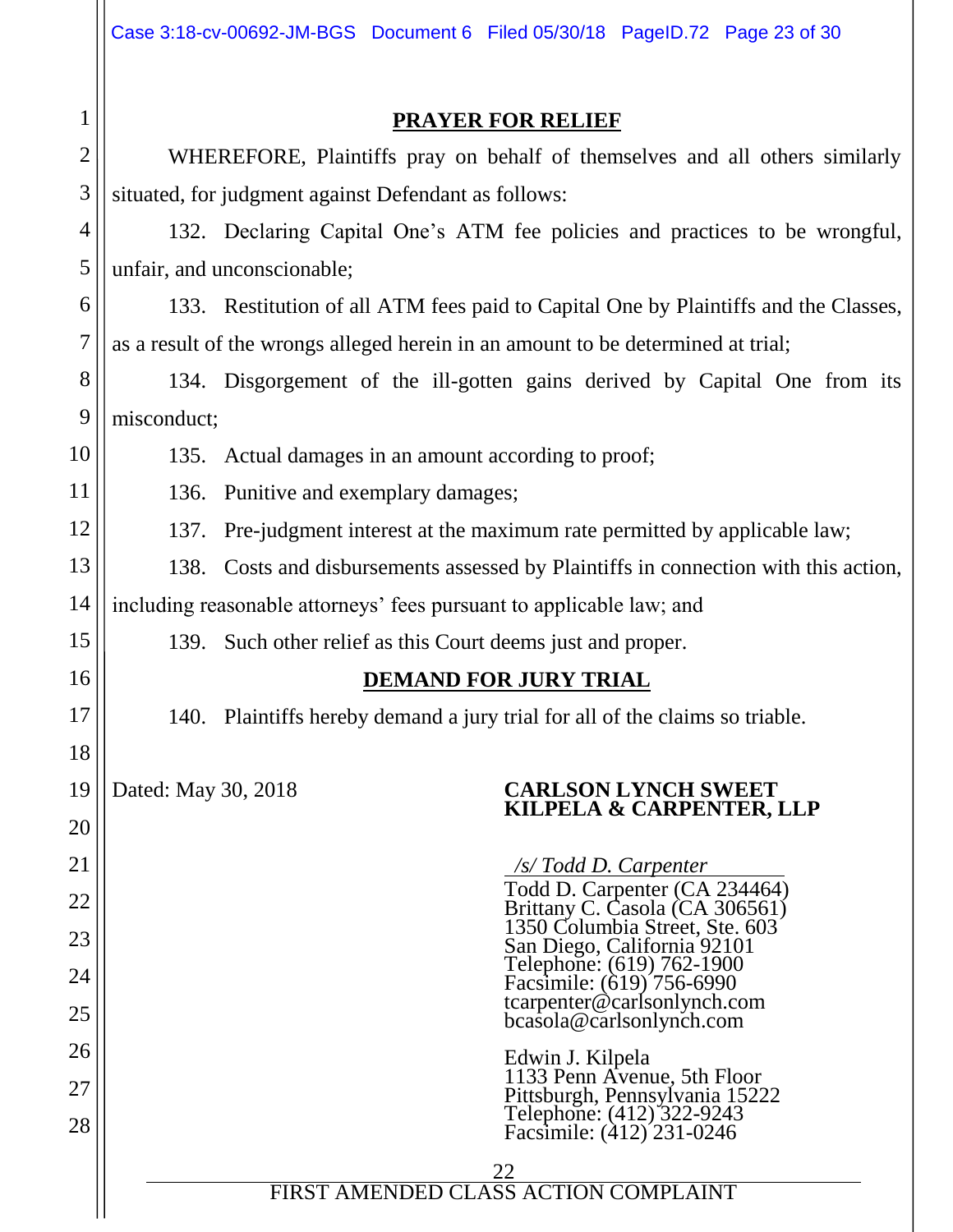## PRAYER FOR RELIEF

WHEREFORE, Plaintiffs pray on behalf of themselves and all others similarly situated, for judgment against Defendant as follows:

132. Declaring Capital One's ATM fee policies and practices to be wrongful, unfair, and unconscionable;

133. Restitution of all ATM fees paid to Capital One by Plaintiffs and the Classes, as a result of the wrongs alleged herein in an amount to be determined at trial;

134. Disgorgement of the ill-gotten gains derived by Capital One from its misconduct;

135. Actual damages in an amount according to proof;

136. Punitive and exemplary damages;

137. Pre-judgment interest at the maximum rate permitted by applicable law;

138. Costs and disbursements assessed by Plaintiffs in connection with this action, including reasonable attorneys' fees pursuant to applicable law; and

139. Such other relief as this Court deems just and proper.

## DEMAND FOR JURY TRIAL

140. Plaintiffs hereby demand a jury trial for all of the claims so triable.

Dated: May 30, 2018

**CARLSON LYNCH SWEET KILPELA & CARPENTER, LLP**

*/s/ Todd D. Carpenter*

Todd D. Carpenter (CA 234464)
Brittany C. Casola (CA 306561)
1350 Columbia Street, Ste. 603
San Diego, California 92101
Telephone: (619) 762-1900
Facsimile: (619) 756-6990
tcarpenter@carlsonlynch.com
bcasola@carlsonlynch.com

Edwin J. Kilpela
1133 Penn Avenue, 5th Floor
Pittsburgh, Pennsylvania 15222
Telephone: (412) 322-9243
Facsimile: (412) 231-0246

FIRST AMENDED CLASS ACTION COMPLAINT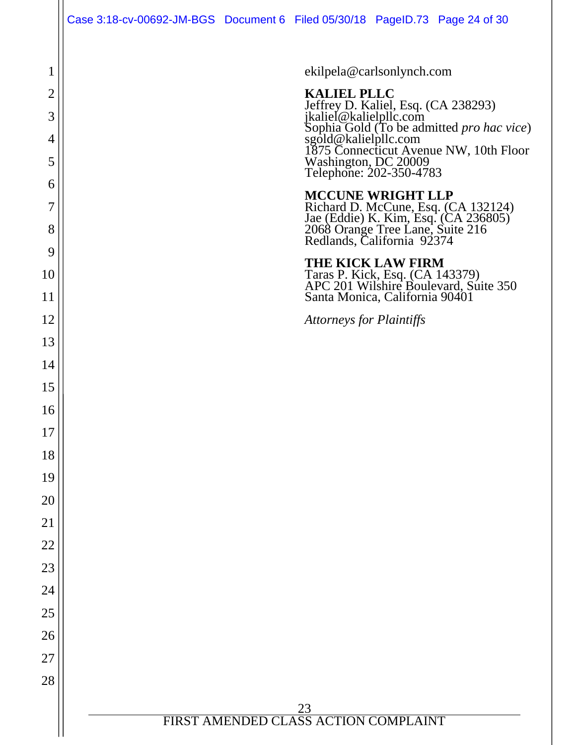ekilpela@carlsonlynch.com

**KALIEL PLLC**
Jeffrey D. Kaliel, Esq. (CA 238293)
jkaliel@kalielpllc.com
Sophia Gold (To be admitted *pro hac vice*)
sgold@kalielpllc.com
1875 Connecticut Avenue NW, 10th Floor
Washington, DC 20009
Telephone: 202-350-4783

**MCCUNE WRIGHT LLP**
Richard D. McCune, Esq. (CA 132124)
Jae (Eddie) K. Kim, Esq. (CA 236805)
2068 Orange Tree Lane, Suite 216
Redlands, California 92374

**THE KICK LAW FIRM**
Taras P. Kick, Esq. (CA 143379)
APC 201 Wilshire Boulevard, Suite 350
Santa Monica, California 90401

*Attorneys for Plaintiffs*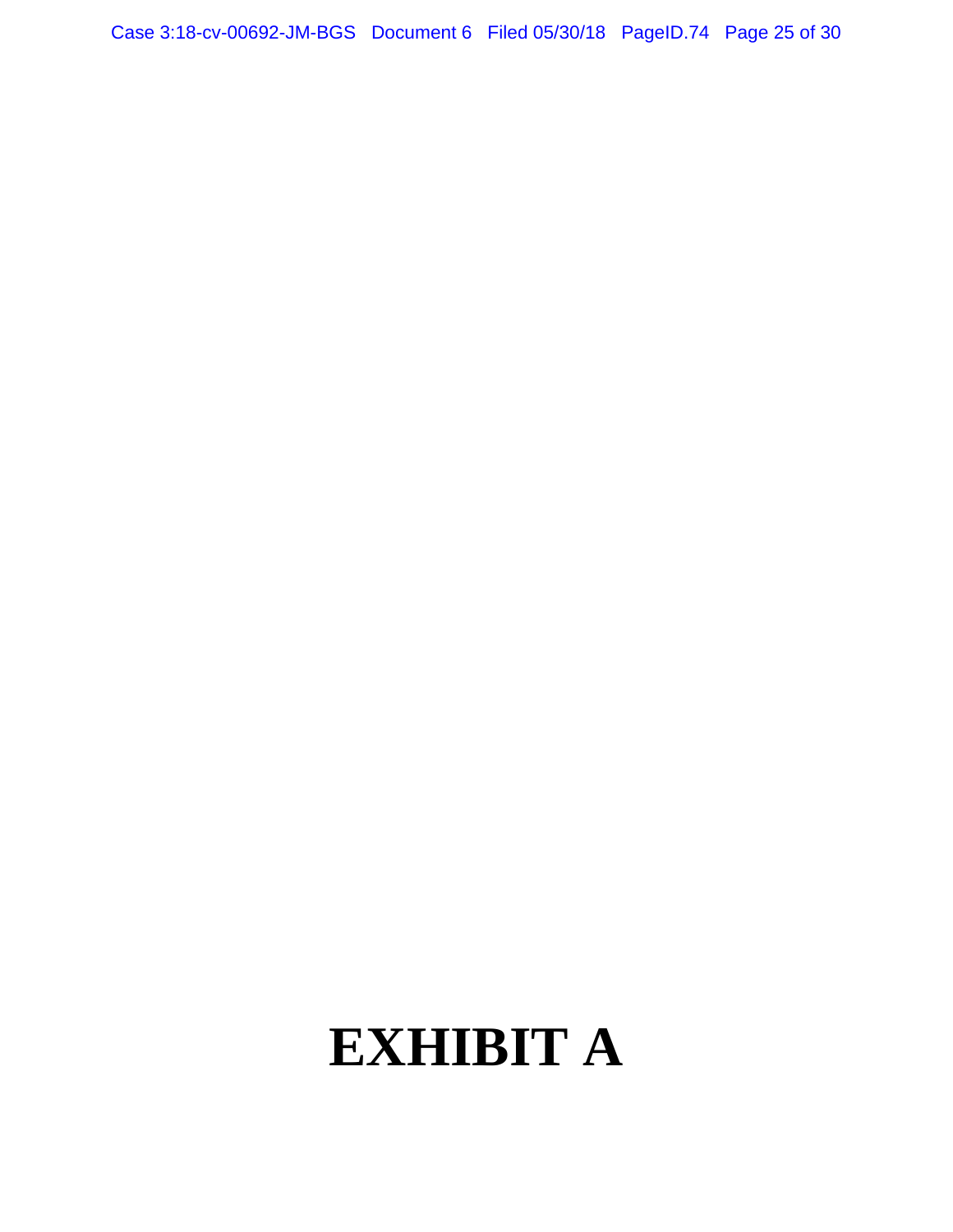# EXHIBIT A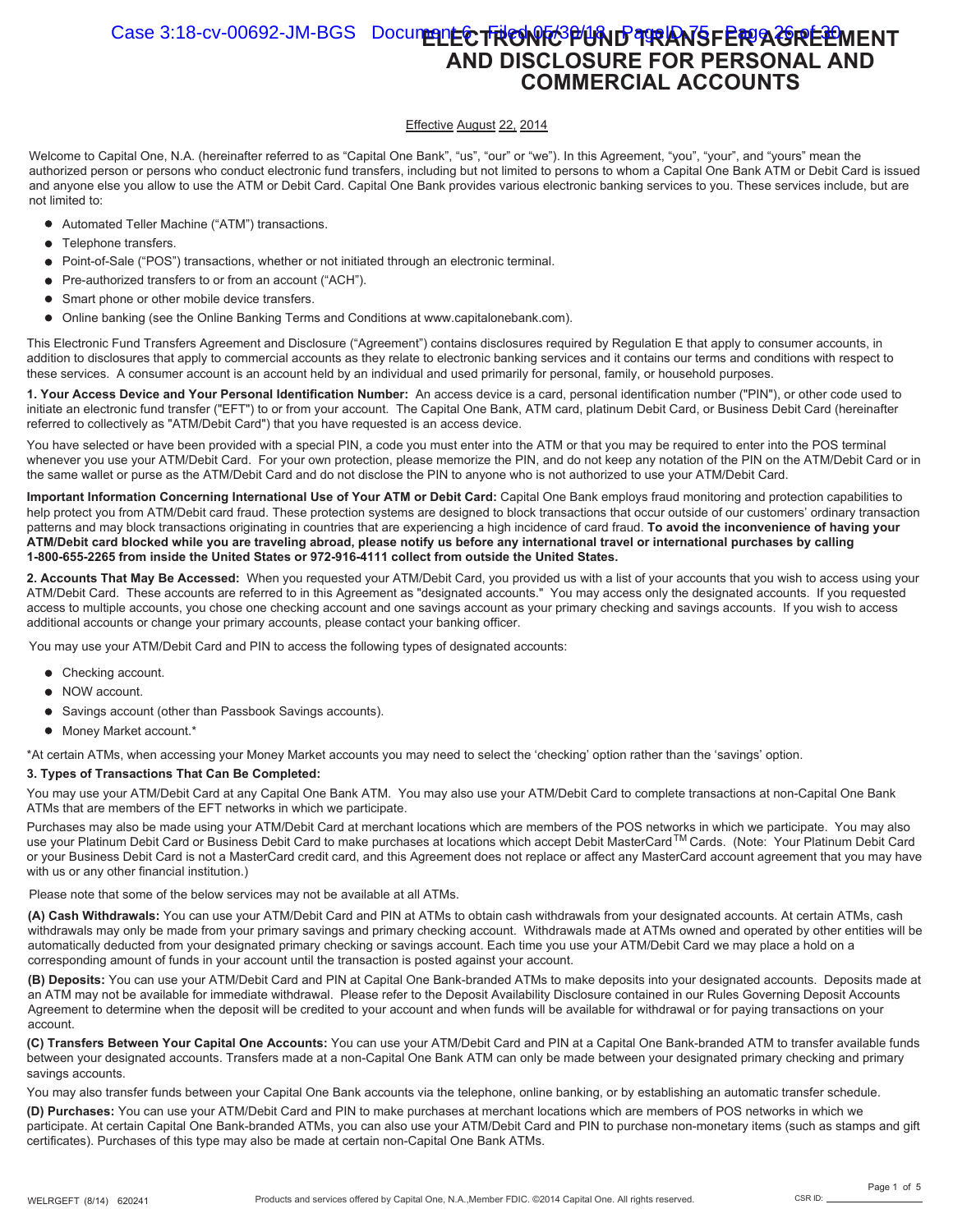# ELECTRONIC FUND TRANSFER AGREEMENT AND DISCLOSURE FOR PERSONAL AND COMMERCIAL ACCOUNTS

Effective August 22, 2014

Welcome to Capital One, N.A. (hereinafter referred to as "Capital One Bank", "us", "our" or "we"). In this Agreement, "you", "your", and "yours" mean the authorized person or persons who conduct electronic fund transfers, including but not limited to persons to whom a Capital One Bank ATM or Debit Card is issued and anyone else you allow to use the ATM or Debit Card. Capital One Bank provides various electronic banking services to you. These services include, but are not limited to:

- Automated Teller Machine ("ATM") transactions.
- Telephone transfers.
- Point-of-Sale ("POS") transactions, whether or not initiated through an electronic terminal.
- Pre-authorized transfers to or from an account ("ACH").
- Smart phone or other mobile device transfers.
- Online banking (see the Online Banking Terms and Conditions at www.capitalonebank.com).

This Electronic Fund Transfers Agreement and Disclosure ("Agreement") contains disclosures required by Regulation E that apply to consumer accounts, in addition to disclosures that apply to commercial accounts as they relate to electronic banking services and it contains our terms and conditions with respect to these services. A consumer account is an account held by an individual and used primarily for personal, family, or household purposes.

**1. Your Access Device and Your Personal Identification Number:** An access device is a card, personal identification number ("PIN"), or other code used to initiate an electronic fund transfer ("EFT") to or from your account. The Capital One Bank, ATM card, platinum Debit Card, or Business Debit Card (hereinafter referred to collectively as "ATM/Debit Card") that you have requested is an access device.

You have selected or have been provided with a special PIN, a code you must enter into the ATM or that you may be required to enter into the POS terminal whenever you use your ATM/Debit Card. For your own protection, please memorize the PIN, and do not keep any notation of the PIN on the ATM/Debit Card or in the same wallet or purse as the ATM/Debit Card and do not disclose the PIN to anyone who is not authorized to use your ATM/Debit Card.

**Important Information Concerning International Use of Your ATM or Debit Card:** Capital One Bank employs fraud monitoring and protection capabilities to help protect you from ATM/Debit card fraud. These protection systems are designed to block transactions that occur outside of our customers' ordinary transaction patterns and may block transactions originating in countries that are experiencing a high incidence of card fraud. **To avoid the inconvenience of having your ATM/Debit card blocked while you are traveling abroad, please notify us before any international travel or international purchases by calling 1-800-655-2265 from inside the United States or 972-916-4111 collect from outside the United States.**

**2. Accounts That May Be Accessed:** When you requested your ATM/Debit Card, you provided us with a list of your accounts that you wish to access using your ATM/Debit Card. These accounts are referred to in this Agreement as "designated accounts." You may access only the designated accounts. If you requested access to multiple accounts, you chose one checking account and one savings account as your primary checking and savings accounts. If you wish to access additional accounts or change your primary accounts, please contact your banking officer.

You may use your ATM/Debit Card and PIN to access the following types of designated accounts:

- Checking account.
- NOW account.
- Savings account (other than Passbook Savings accounts).
- Money Market account.*

*At certain ATMs, when accessing your Money Market accounts you may need to select the 'checking' option rather than the 'savings' option.

**3. Types of Transactions That Can Be Completed:**

You may use your ATM/Debit Card at any Capital One Bank ATM. You may also use your ATM/Debit Card to complete transactions at non-Capital One Bank ATMs that are members of the EFT networks in which we participate.

Purchases may also be made using your ATM/Debit Card at merchant locations which are members of the POS networks in which we participate. You may also use your Platinum Debit Card or Business Debit Card to make purchases at locations which accept Debit MasterCard™ Cards. (Note: Your Platinum Debit Card or your Business Debit Card is not a MasterCard credit card, and this Agreement does not replace or affect any MasterCard account agreement that you may have with us or any other financial institution.)

Please note that some of the below services may not be available at all ATMs.

**(A) Cash Withdrawals:** You can use your ATM/Debit Card and PIN at ATMs to obtain cash withdrawals from your designated accounts. At certain ATMs, cash withdrawals may only be made from your primary savings and primary checking account. Withdrawals made at ATMs owned and operated by other entities will be automatically deducted from your designated primary checking or savings account. Each time you use your ATM/Debit Card we may place a hold on a corresponding amount of funds in your account until the transaction is posted against your account.

**(B) Deposits:** You can use your ATM/Debit Card and PIN at Capital One Bank-branded ATMs to make deposits into your designated accounts. Deposits made at an ATM may not be available for immediate withdrawal. Please refer to the Deposit Availability Disclosure contained in our Rules Governing Deposit Accounts Agreement to determine when the deposit will be credited to your account and when funds will be available for withdrawal or for paying transactions on your account.

**(C) Transfers Between Your Capital One Accounts:** You can use your ATM/Debit Card and PIN at a Capital One Bank-branded ATM to transfer available funds between your designated accounts. Transfers made at a non-Capital One Bank ATM can only be made between your designated primary checking and primary savings accounts.

You may also transfer funds between your Capital One Bank accounts via the telephone, online banking, or by establishing an automatic transfer schedule.

**(D) Purchases:** You can use your ATM/Debit Card and PIN to make purchases at merchant locations which are members of POS networks in which we participate. At certain Capital One Bank-branded ATMs, you can also use your ATM/Debit Card and PIN to purchase non-monetary items (such as stamps and gift certificates). Purchases of this type may also be made at certain non-Capital One Bank ATMs.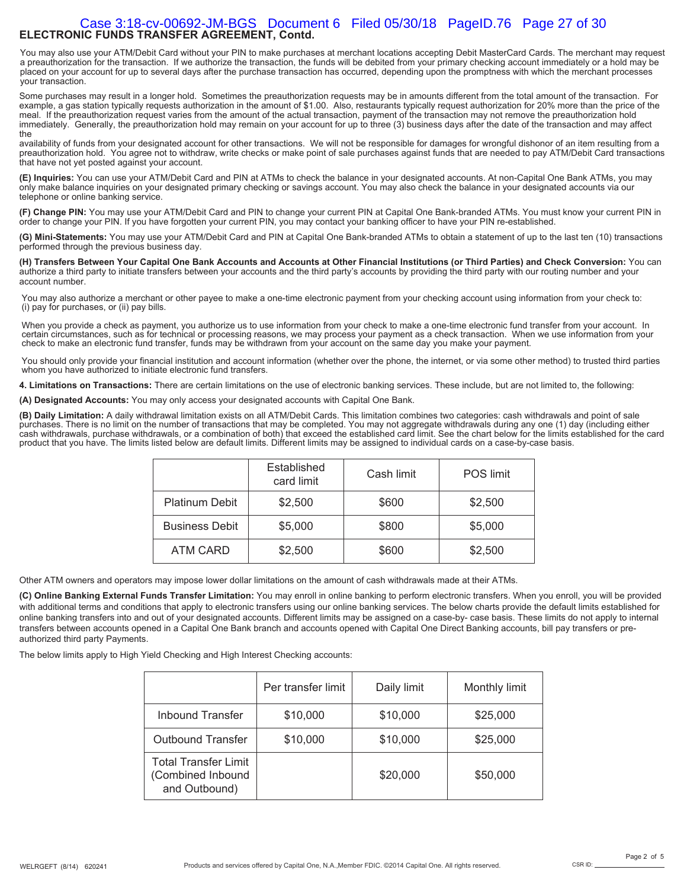## ELECTRONIC FUNDS TRANSFER AGREEMENT, Contd.

You may also use your ATM/Debit Card without your PIN to make purchases at merchant locations accepting Debit MasterCard Cards. The merchant may request a preauthorization for the transaction. If we authorize the transaction, the funds will be debited from your primary checking account immediately or a hold may be placed on your account for up to several days after the purchase transaction has occurred, depending upon the promptness with which the merchant processes your transaction.

Some purchases may result in a longer hold. Sometimes the preauthorization requests may be in amounts different from the total amount of the transaction. For example, a gas station typically requests authorization in the amount of $1.00. Also, restaurants typically request authorization for 20% more than the price of the meal. If the preauthorization request varies from the amount of the actual transaction, payment of the transaction may not remove the preauthorization hold immediately. Generally, the preauthorization hold may remain on your account for up to three (3) business days after the date of the transaction and may affect the availability of funds from your designated account for other transactions. We will not be responsible for damages for wrongful dishonor of an item resulting from a preauthorization hold. You agree not to withdraw, write checks or make point of sale purchases against funds that are needed to pay ATM/Debit Card transactions that have not yet posted against your account.

**(E) Inquiries:** You can use your ATM/Debit Card and PIN at ATMs to check the balance in your designated accounts. At non-Capital One Bank ATMs, you may only make balance inquiries on your designated primary checking or savings account. You may also check the balance in your designated accounts via our telephone or online banking service.

**(F) Change PIN:** You may use your ATM/Debit Card and PIN to change your current PIN at Capital One Bank-branded ATMs. You must know your current PIN in order to change your PIN. If you have forgotten your current PIN, you may contact your banking officer to have your PIN re-established.

**(G) Mini-Statements:** You may use your ATM/Debit Card and PIN at Capital One Bank-branded ATMs to obtain a statement of up to the last ten (10) transactions performed through the previous business day.

**(H) Transfers Between Your Capital One Bank Accounts and Accounts at Other Financial Institutions (or Third Parties) and Check Conversion:** You can authorize a third party to initiate transfers between your accounts and the third party's accounts by providing the third party with our routing number and your account number.

You may also authorize a merchant or other payee to make a one-time electronic payment from your checking account using information from your check to: (i) pay for purchases, or (ii) pay bills.

When you provide a check as payment, you authorize us to use information from your check to make a one-time electronic fund transfer from your account. In certain circumstances, such as for technical or processing reasons, we may process your payment as a check transaction. When we use information from your check to make an electronic fund transfer, funds may be withdrawn from your account on the same day you make your payment.

You should only provide your financial institution and account information (whether over the phone, the internet, or via some other method) to trusted third parties whom you have authorized to initiate electronic fund transfers.

**4. Limitations on Transactions:** There are certain limitations on the use of electronic banking services. These include, but are not limited to, the following:

**(A) Designated Accounts:** You may only access your designated accounts with Capital One Bank.

**(B) Daily Limitation:** A daily withdrawal limitation exists on all ATM/Debit Cards. This limitation combines two categories: cash withdrawals and point of sale purchases. There is no limit on the number of transactions that may be completed. You may not aggregate withdrawals during any one (1) day (including either cash withdrawals, purchase withdrawals, or a combination of both) that exceed the established card limit. See the chart below for the limits established for the card product that you have. The limits listed below are default limits. Different limits may be assigned to individual cards on a case-by-case basis.

| | Established card limit | Cash limit | POS limit |
|---|---|---|---|
| Platinum Debit | $2,500 | $600 | $2,500 |
| Business Debit | $5,000 | $800 | $5,000 |
| ATM CARD | $2,500 | $600 | $2,500 |

Other ATM owners and operators may impose lower dollar limitations on the amount of cash withdrawals made at their ATMs.

**(C) Online Banking External Funds Transfer Limitation:** You may enroll in online banking to perform electronic transfers. When you enroll, you will be provided with additional terms and conditions that apply to electronic transfers using our online banking services. The below charts provide the default limits established for online banking transfers into and out of your designated accounts. Different limits may be assigned on a case-by- case basis. These limits do not apply to internal transfers between accounts opened in a Capital One Bank branch and accounts opened with Capital One Direct Banking accounts, bill pay transfers or pre-authorized third party Payments.

The below limits apply to High Yield Checking and High Interest Checking accounts:

| | Per transfer limit | Daily limit | Monthly limit |
|---|---|---|---|
| Inbound Transfer | $10,000 | $10,000 | $25,000 |
| Outbound Transfer | $10,000 | $10,000 | $25,000 |
| Total Transfer Limit (Combined Inbound and Outbound) | | $20,000 | $50,000 |

WELRGEFT (8/14) 620241 Products and services offered by Capital One, N.A.,Member FDIC. ©2014 Capital One. All rights reserved. CSR ID: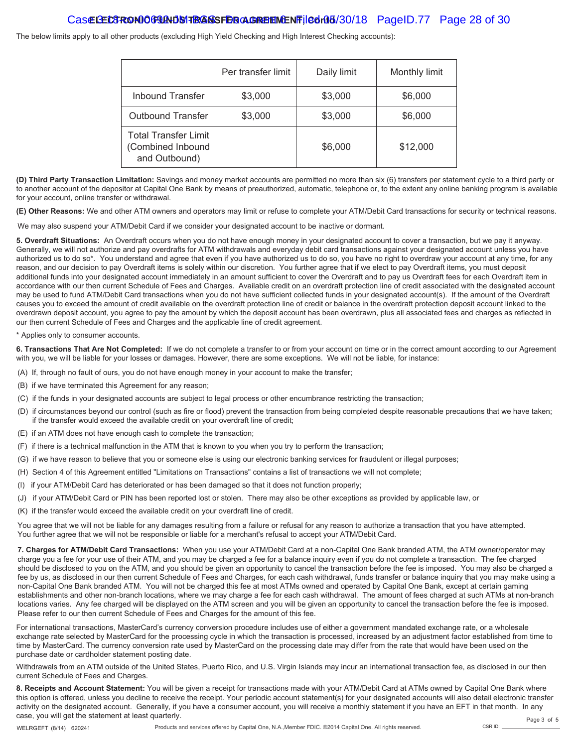The below limits apply to all other products (excluding High Yield Checking and High Interest Checking accounts):

| | Per transfer limit | Daily limit | Monthly limit |
|---|---|---|---|
| Inbound Transfer | $3,000 | $3,000 | $6,000 |
| Outbound Transfer | $3,000 | $3,000 | $6,000 |
| Total Transfer Limit (Combined Inbound and Outbound) | | $6,000 | $12,000 |

**(D) Third Party Transaction Limitation:** Savings and money market accounts are permitted no more than six (6) transfers per statement cycle to a third party or to another account of the depositor at Capital One Bank by means of preauthorized, automatic, telephone or, to the extent any online banking program is available for your account, online transfer or withdrawal.

**(E) Other Reasons:** We and other ATM owners and operators may limit or refuse to complete your ATM/Debit Card transactions for security or technical reasons.

We may also suspend your ATM/Debit Card if we consider your designated account to be inactive or dormant.

**5. Overdraft Situations:** An Overdraft occurs when you do not have enough money in your designated account to cover a transaction, but we pay it anyway. Generally, we will not authorize and pay overdrafts for ATM withdrawals and everyday debit card transactions against your designated account unless you have authorized us to do so*. You understand and agree that even if you have authorized us to do so, you have no right to overdraw your account at any time, for any reason, and our decision to pay Overdraft items is solely within our discretion. You further agree that if we elect to pay Overdraft items, you must deposit additional funds into your designated account immediately in an amount sufficient to cover the Overdraft and to pay us Overdraft fees for each Overdraft item in accordance with our then current Schedule of Fees and Charges. Available credit on an overdraft protection line of credit associated with the designated account may be used to fund ATM/Debit Card transactions when you do not have sufficient collected funds in your designated account(s). If the amount of the Overdraft causes you to exceed the amount of credit available on the overdraft protection line of credit or balance in the overdraft protection deposit account linked to the overdrawn deposit account, you agree to pay the amount by which the deposit account has been overdrawn, plus all associated fees and charges as reflected in our then current Schedule of Fees and Charges and the applicable line of credit agreement.

* Applies only to consumer accounts.

**6. Transactions That Are Not Completed:** If we do not complete a transfer to or from your account on time or in the correct amount according to our Agreement with you, we will be liable for your losses or damages. However, there are some exceptions. We will not be liable, for instance:

(A) If, through no fault of ours, you do not have enough money in your account to make the transfer;

(B) if we have terminated this Agreement for any reason;

(C) if the funds in your designated accounts are subject to legal process or other encumbrance restricting the transaction;

(D) if circumstances beyond our control (such as fire or flood) prevent the transaction from being completed despite reasonable precautions that we have taken; if the transfer would exceed the available credit on your overdraft line of credit;

(E) if an ATM does not have enough cash to complete the transaction;

(F) if there is a technical malfunction in the ATM that is known to you when you try to perform the transaction;

(G) if we have reason to believe that you or someone else is using our electronic banking services for fraudulent or illegal purposes;

(H) Section 4 of this Agreement entitled "Limitations on Transactions" contains a list of transactions we will not complete;

(I) if your ATM/Debit Card has deteriorated or has been damaged so that it does not function properly;

(J) if your ATM/Debit Card or PIN has been reported lost or stolen. There may also be other exceptions as provided by applicable law, or

(K) if the transfer would exceed the available credit on your overdraft line of credit.

You agree that we will not be liable for any damages resulting from a failure or refusal for any reason to authorize a transaction that you have attempted. You further agree that we will not be responsible or liable for a merchant's refusal to accept your ATM/Debit Card.

**7. Charges for ATM/Debit Card Transactions:** When you use your ATM/Debit Card at a non-Capital One Bank branded ATM, the ATM owner/operator may charge you a fee for your use of their ATM, and you may be charged a fee for a balance inquiry even if you do not complete a transaction. The fee charged should be disclosed to you on the ATM, and you should be given an opportunity to cancel the transaction before the fee is imposed. You may also be charged a fee by us, as disclosed in our then current Schedule of Fees and Charges, for each cash withdrawal, funds transfer or balance inquiry that you may make using a non-Capital One Bank branded ATM. You will not be charged this fee at most ATMs owned and operated by Capital One Bank, except at certain gaming establishments and other non-branch locations, where we may charge a fee for each cash withdrawal. The amount of fees charged at such ATMs at non-branch locations vary. Any fee charged will be displayed on the ATM screen and you will be given an opportunity to cancel the transaction before the fee is imposed. Please refer to our then current Schedule of Fees and Charges for the amount of this fee.

For international transactions, MasterCard's currency conversion procedure includes use of either a government mandated exchange rate, or a wholesale exchange rate selected by MasterCard for the processing cycle in which the transaction is processed, increased by an adjustment factor established from time to time by MasterCard. The currency conversion rate used by MasterCard on the processing date may differ from the rate that would have been used on the purchase date or cardholder statement posting date.

Withdrawals from an ATM outside of the United States, Puerto Rico, and U.S. Virgin Islands may incur an international transaction fee, as disclosed in our then current Schedule of Fees and Charges.

**8. Receipts and Account Statement:** You will be given a receipt for transactions made with your ATM/Debit Card at ATMs owned by Capital One Bank where this option is offered, unless you decline to receive the receipt. Your periodic account statement(s) for your designated accounts will also detail electronic transfer activity on the designated account. Generally, if you have a consumer account, you will receive a monthly statement if you have an EFT in that month. In any case, you will get the statement at least quarterly.

WELRGEFT (8/14) 620241 Products and services offered by Capital One, N.A.,Member FDIC. ©2014 Capital One. All rights reserved. CSR ID: ______________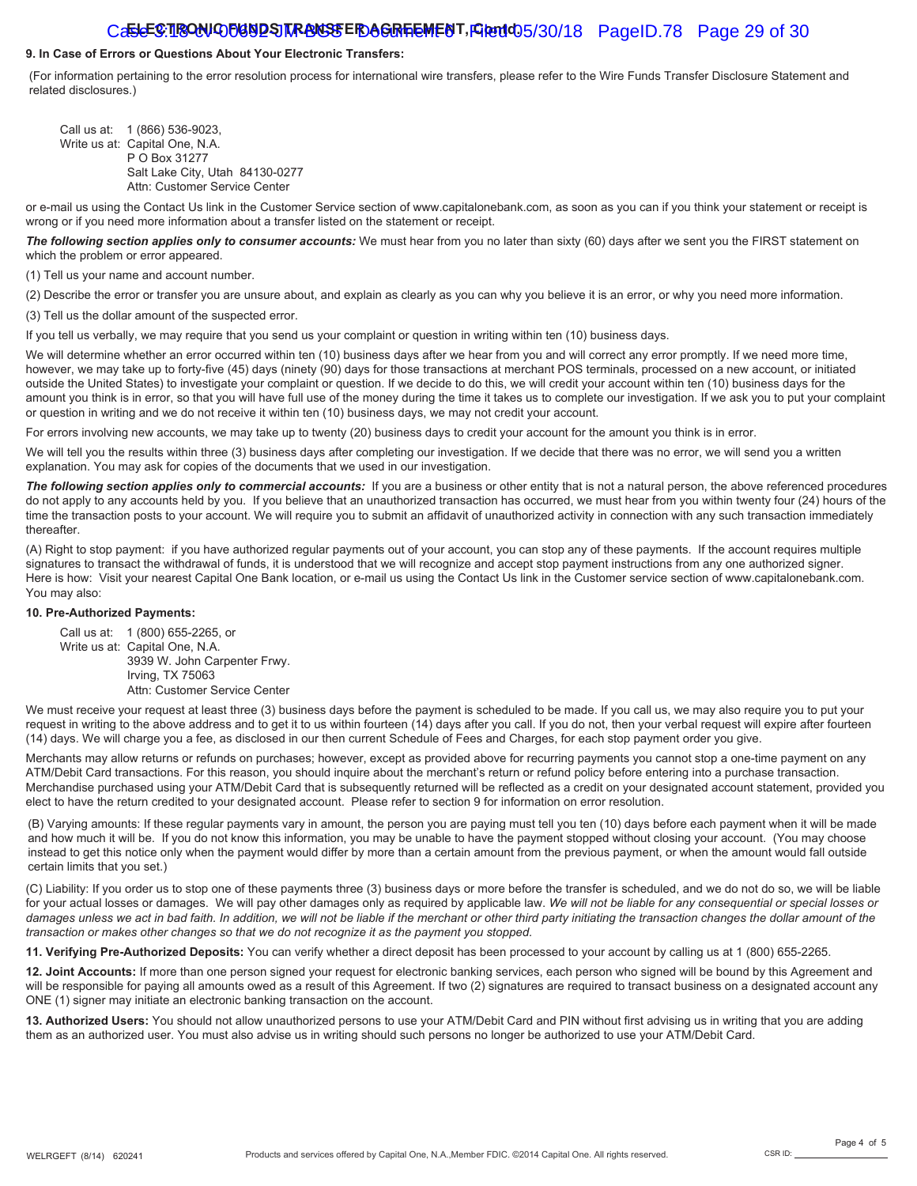**9. In Case of Errors or Questions About Your Electronic Transfers:**

(For information pertaining to the error resolution process for international wire transfers, please refer to the Wire Funds Transfer Disclosure Statement and related disclosures.)

Call us at: 1 (866) 536-9023,
Write us at: Capital One, N.A.
P O Box 31277
Salt Lake City, Utah 84130-0277
Attn: Customer Service Center

or e-mail us using the Contact Us link in the Customer Service section of www.capitalonebank.com, as soon as you can if you think your statement or receipt is wrong or if you need more information about a transfer listed on the statement or receipt.

***The following section applies only to consumer accounts:*** We must hear from you no later than sixty (60) days after we sent you the FIRST statement on which the problem or error appeared.

(1) Tell us your name and account number.

(2) Describe the error or transfer you are unsure about, and explain as clearly as you can why you believe it is an error, or why you need more information.

(3) Tell us the dollar amount of the suspected error.

If you tell us verbally, we may require that you send us your complaint or question in writing within ten (10) business days.

We will determine whether an error occurred within ten (10) business days after we hear from you and will correct any error promptly. If we need more time, however, we may take up to forty-five (45) days (ninety (90) days for those transactions at merchant POS terminals, processed on a new account, or initiated outside the United States) to investigate your complaint or question. If we decide to do this, we will credit your account within ten (10) business days for the amount you think is in error, so that you will have full use of the money during the time it takes us to complete our investigation. If we ask you to put your complaint or question in writing and we do not receive it within ten (10) business days, we may not credit your account.

For errors involving new accounts, we may take up to twenty (20) business days to credit your account for the amount you think is in error.

We will tell you the results within three (3) business days after completing our investigation. If we decide that there was no error, we will send you a written explanation. You may ask for copies of the documents that we used in our investigation.

***The following section applies only to commercial accounts:*** If you are a business or other entity that is not a natural person, the above referenced procedures do not apply to any accounts held by you. If you believe that an unauthorized transaction has occurred, we must hear from you within twenty four (24) hours of the time the transaction posts to your account. We will require you to submit an affidavit of unauthorized activity in connection with any such transaction immediately thereafter.

(A) Right to stop payment: if you have authorized regular payments out of your account, you can stop any of these payments. If the account requires multiple signatures to transact the withdrawal of funds, it is understood that we will recognize and accept stop payment instructions from any one authorized signer. Here is how: Visit your nearest Capital One Bank location, or e-mail us using the Contact Us link in the Customer service section of www.capitalonebank.com. You may also:

**10. Pre-Authorized Payments:**

Call us at: 1 (800) 655-2265, or
Write us at: Capital One, N.A.
3939 W. John Carpenter Frwy.
Irving, TX 75063
Attn: Customer Service Center

We must receive your request at least three (3) business days before the payment is scheduled to be made. If you call us, we may also require you to put your request in writing to the above address and to get it to us within fourteen (14) days after you call. If you do not, then your verbal request will expire after fourteen (14) days. We will charge you a fee, as disclosed in our then current Schedule of Fees and Charges, for each stop payment order you give.

Merchants may allow returns or refunds on purchases; however, except as provided above for recurring payments you cannot stop a one-time payment on any ATM/Debit Card transactions. For this reason, you should inquire about the merchant's return or refund policy before entering into a purchase transaction. Merchandise purchased using your ATM/Debit Card that is subsequently returned will be reflected as a credit on your designated account statement, provided you elect to have the return credited to your designated account. Please refer to section 9 for information on error resolution.

(B) Varying amounts: If these regular payments vary in amount, the person you are paying must tell you ten (10) days before each payment when it will be made and how much it will be. If you do not know this information, you may be unable to have the payment stopped without closing your account. (You may choose instead to get this notice only when the payment would differ by more than a certain amount from the previous payment, or when the amount would fall outside certain limits that you set.)

(C) Liability: If you order us to stop one of these payments three (3) business days or more before the transfer is scheduled, and we do not do so, we will be liable for your actual losses or damages. We will pay other damages only as required by applicable law. *We will not be liable for any consequential or special losses or damages unless we act in bad faith. In addition, we will not be liable if the merchant or other third party initiating the transaction changes the dollar amount of the transaction or makes other changes so that we do not recognize it as the payment you stopped.*

**11. Verifying Pre-Authorized Deposits:** You can verify whether a direct deposit has been processed to your account by calling us at 1 (800) 655-2265.

**12. Joint Accounts:** If more than one person signed your request for electronic banking services, each person who signed will be bound by this Agreement and will be responsible for paying all amounts owed as a result of this Agreement. If two (2) signatures are required to transact business on a designated account any ONE (1) signer may initiate an electronic banking transaction on the account.

**13. Authorized Users:** You should not allow unauthorized persons to use your ATM/Debit Card and PIN without first advising us in writing that you are adding them as an authorized user. You must also advise us in writing should such persons no longer be authorized to use your ATM/Debit Card.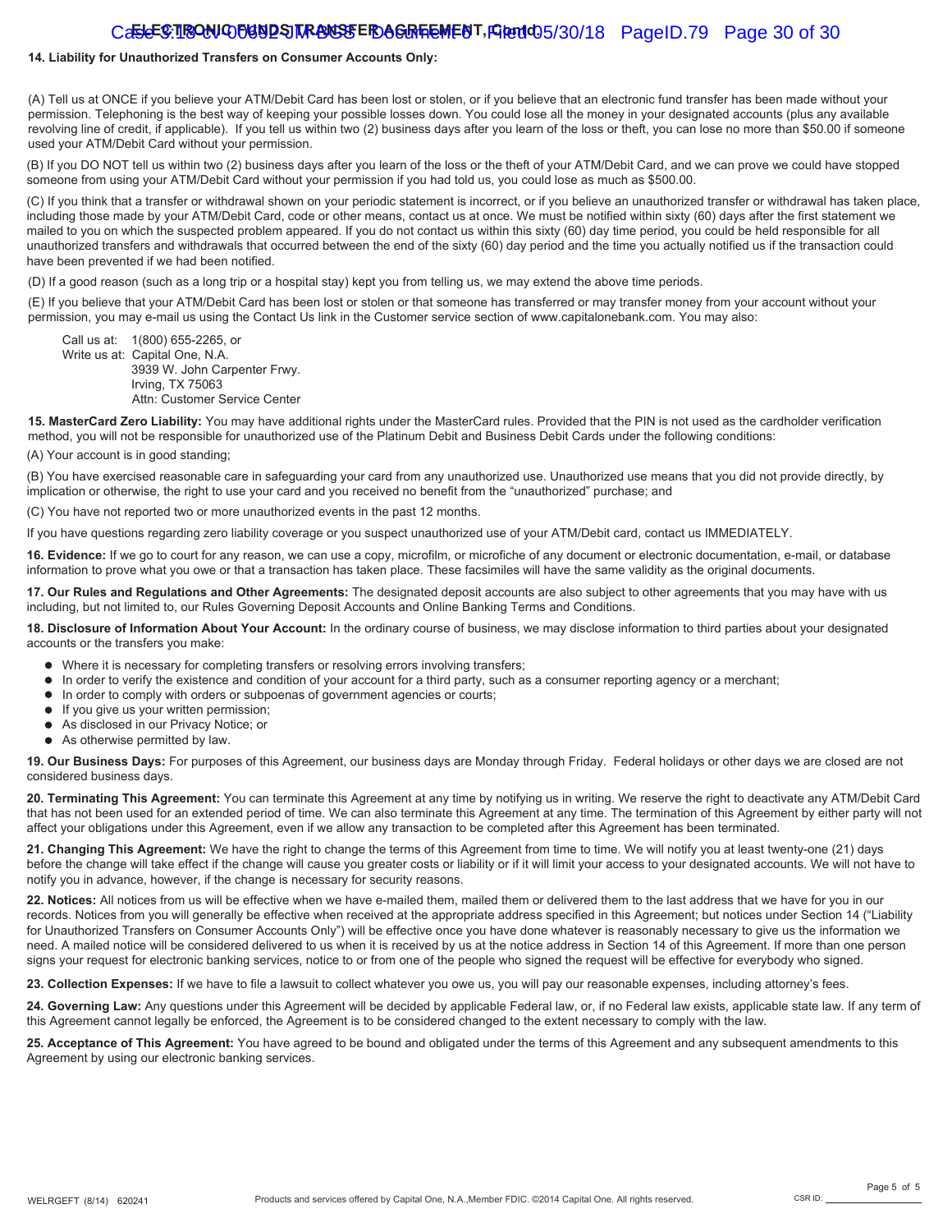**14. Liability for Unauthorized Transfers on Consumer Accounts Only:**

(A) Tell us at ONCE if you believe your ATM/Debit Card has been lost or stolen, or if you believe that an electronic fund transfer has been made without your permission. Telephoning is the best way of keeping your possible losses down. You could lose all the money in your designated accounts (plus any available revolving line of credit, if applicable). If you tell us within two (2) business days after you learn of the loss or theft, you can lose no more than $50.00 if someone used your ATM/Debit Card without your permission.

(B) If you DO NOT tell us within two (2) business days after you learn of the loss or the theft of your ATM/Debit Card, and we can prove we could have stopped someone from using your ATM/Debit Card without your permission if you had told us, you could lose as much as $500.00.

(C) If you think that a transfer or withdrawal shown on your periodic statement is incorrect, or if you believe an unauthorized transfer or withdrawal has taken place, including those made by your ATM/Debit Card, code or other means, contact us at once. We must be notified within sixty (60) days after the first statement we mailed to you on which the suspected problem appeared. If you do not contact us within this sixty (60) day time period, you could be held responsible for all unauthorized transfers and withdrawals that occurred between the end of the sixty (60) day period and the time you actually notified us if the transaction could have been prevented if we had been notified.

(D) If a good reason (such as a long trip or a hospital stay) kept you from telling us, we may extend the above time periods.

(E) If you believe that your ATM/Debit Card has been lost or stolen or that someone has transferred or may transfer money from your account without your permission, you may e-mail us using the Contact Us link in the Customer service section of www.capitalonebank.com. You may also:

Call us at: 1(800) 655-2265, or
Write us at: Capital One, N.A.
3939 W. John Carpenter Frwy.
Irving, TX 75063
Attn: Customer Service Center

**15. MasterCard Zero Liability:** You may have additional rights under the MasterCard rules. Provided that the PIN is not used as the cardholder verification method, you will not be responsible for unauthorized use of the Platinum Debit and Business Debit Cards under the following conditions:

(A) Your account is in good standing;

(B) You have exercised reasonable care in safeguarding your card from any unauthorized use. Unauthorized use means that you did not provide directly, by implication or otherwise, the right to use your card and you received no benefit from the "unauthorized" purchase; and

(C) You have not reported two or more unauthorized events in the past 12 months.

If you have questions regarding zero liability coverage or you suspect unauthorized use of your ATM/Debit card, contact us IMMEDIATELY.

**16. Evidence:** If we go to court for any reason, we can use a copy, microfilm, or microfiche of any document or electronic documentation, e-mail, or database information to prove what you owe or that a transaction has taken place. These facsimiles will have the same validity as the original documents.

**17. Our Rules and Regulations and Other Agreements:** The designated deposit accounts are also subject to other agreements that you may have with us including, but not limited to, our Rules Governing Deposit Accounts and Online Banking Terms and Conditions.

**18. Disclosure of Information About Your Account:** In the ordinary course of business, we may disclose information to third parties about your designated accounts or the transfers you make:

- Where it is necessary for completing transfers or resolving errors involving transfers;
- In order to verify the existence and condition of your account for a third party, such as a consumer reporting agency or a merchant;
- In order to comply with orders or subpoenas of government agencies or courts;
- If you give us your written permission;
- As disclosed in our Privacy Notice; or
- As otherwise permitted by law.

**19. Our Business Days:** For purposes of this Agreement, our business days are Monday through Friday. Federal holidays or other days we are closed are not considered business days.

**20. Terminating This Agreement:** You can terminate this Agreement at any time by notifying us in writing. We reserve the right to deactivate any ATM/Debit Card that has not been used for an extended period of time. We can also terminate this Agreement at any time. The termination of this Agreement by either party will not affect your obligations under this Agreement, even if we allow any transaction to be completed after this Agreement has been terminated.

**21. Changing This Agreement:** We have the right to change the terms of this Agreement from time to time. We will notify you at least twenty-one (21) days before the change will take effect if the change will cause you greater costs or liability or if it will limit your access to your designated accounts. We will not have to notify you in advance, however, if the change is necessary for security reasons.

**22. Notices:** All notices from us will be effective when we have e-mailed them, mailed them or delivered them to the last address that we have for you in our records. Notices from you will generally be effective when received at the appropriate address specified in this Agreement; but notices under Section 14 ("Liability for Unauthorized Transfers on Consumer Accounts Only") will be effective once you have done whatever is reasonably necessary to give us the information we need. A mailed notice will be considered delivered to us when it is received by us at the notice address in Section 14 of this Agreement. If more than one person signs your request for electronic banking services, notice to or from one of the people who signed the request will be effective for everybody who signed.

**23. Collection Expenses:** If we have to file a lawsuit to collect whatever you owe us, you will pay our reasonable expenses, including attorney's fees.

**24. Governing Law:** Any questions under this Agreement will be decided by applicable Federal law, or, if no Federal law exists, applicable state law. If any term of this Agreement cannot legally be enforced, the Agreement is to be considered changed to the extent necessary to comply with the law.

**25. Acceptance of This Agreement:** You have agreed to be bound and obligated under the terms of this Agreement and any subsequent amendments to this Agreement by using our electronic banking services.

WELRGEFT (8/14) 620241 Products and services offered by Capital One, N.A.,Member FDIC. ©2014 Capital One. All rights reserved. CSR ID: ___________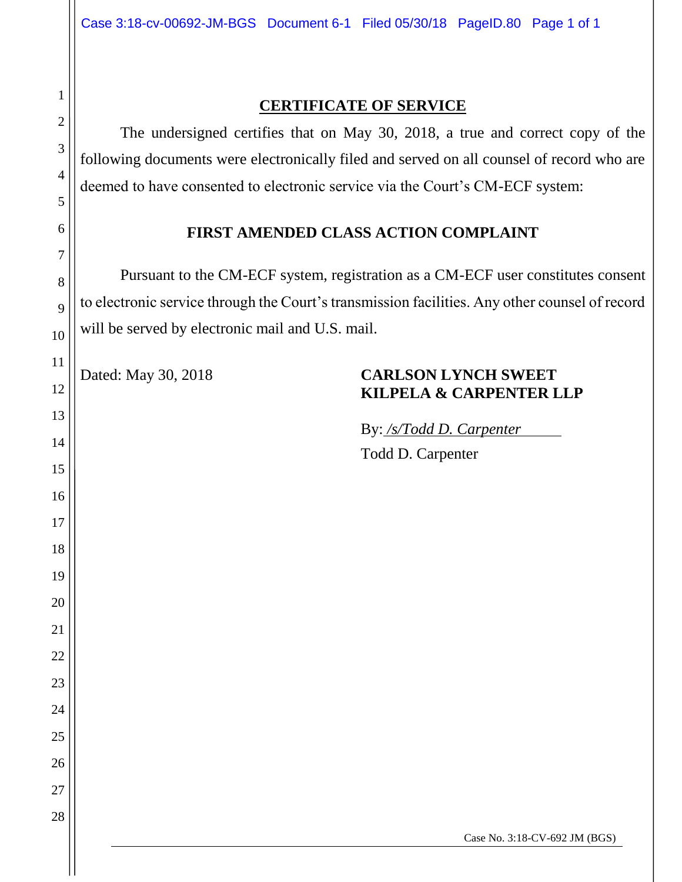## CERTIFICATE OF SERVICE

The undersigned certifies that on May 30, 2018, a true and correct copy of the following documents were electronically filed and served on all counsel of record who are deemed to have consented to electronic service via the Court's CM-ECF system:

**FIRST AMENDED CLASS ACTION COMPLAINT**

Pursuant to the CM-ECF system, registration as a CM-ECF user constitutes consent to electronic service through the Court's transmission facilities. Any other counsel of record will be served by electronic mail and U.S. mail.

Dated: May 30, 2018

**CARLSON LYNCH SWEET KILPELA & CARPENTER LLP**

By: */s/Todd D. Carpenter*
Todd D. Carpenter

Case No. 3:18-CV-692 JM (BGS)